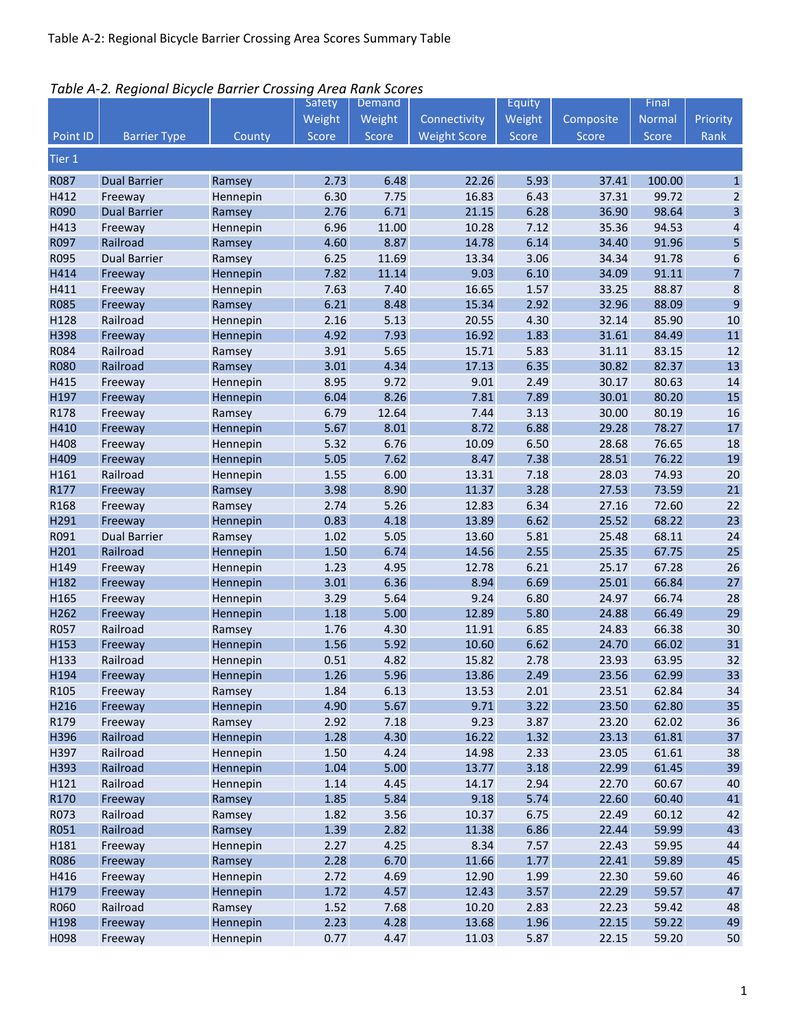Table A-2: Regional Bicycle Barrier Crossing Area Scores Summary Table

*Table A-2. Regional Bicycle Barrier Crossing Area Rank Scores*

| Point ID | Barrier Type | County | Safety Weight Score | Demand Weight Score | Connectivity Weight Score | Equity Weight Score | Composite Score | Final Normal Score | Priority Rank |
|---|---|---|---|---|---|---|---|---|---|
| Tier 1 | | | | | | | | | |
| R087 | Dual Barrier | Ramsey | 2.73 | 6.48 | 22.26 | 5.93 | 37.41 | 100.00 | 1 |
| H412 | Freeway | Hennepin | 6.30 | 7.75 | 16.83 | 6.43 | 37.31 | 99.72 | 2 |
| R090 | Dual Barrier | Ramsey | 2.76 | 6.71 | 21.15 | 6.28 | 36.90 | 98.64 | 3 |
| H413 | Freeway | Hennepin | 6.96 | 11.00 | 10.28 | 7.12 | 35.36 | 94.53 | 4 |
| R097 | Railroad | Ramsey | 4.60 | 8.87 | 14.78 | 6.14 | 34.40 | 91.96 | 5 |
| R095 | Dual Barrier | Ramsey | 6.25 | 11.69 | 13.34 | 3.06 | 34.34 | 91.78 | 6 |
| H414 | Freeway | Hennepin | 7.82 | 11.14 | 9.03 | 6.10 | 34.09 | 91.11 | 7 |
| H411 | Freeway | Hennepin | 7.63 | 7.40 | 16.65 | 1.57 | 33.25 | 88.87 | 8 |
| R085 | Freeway | Ramsey | 6.21 | 8.48 | 15.34 | 2.92 | 32.96 | 88.09 | 9 |
| H128 | Railroad | Hennepin | 2.16 | 5.13 | 20.55 | 4.30 | 32.14 | 85.90 | 10 |
| H398 | Freeway | Hennepin | 4.92 | 7.93 | 16.92 | 1.83 | 31.61 | 84.49 | 11 |
| R084 | Railroad | Ramsey | 3.91 | 5.65 | 15.71 | 5.83 | 31.11 | 83.15 | 12 |
| R080 | Railroad | Ramsey | 3.01 | 4.34 | 17.13 | 6.35 | 30.82 | 82.37 | 13 |
| H415 | Freeway | Hennepin | 8.95 | 9.72 | 9.01 | 2.49 | 30.17 | 80.63 | 14 |
| H197 | Freeway | Hennepin | 6.04 | 8.26 | 7.81 | 7.89 | 30.01 | 80.20 | 15 |
| R178 | Freeway | Ramsey | 6.79 | 12.64 | 7.44 | 3.13 | 30.00 | 80.19 | 16 |
| H410 | Freeway | Hennepin | 5.67 | 8.01 | 8.72 | 6.88 | 29.28 | 78.27 | 17 |
| H408 | Freeway | Hennepin | 5.32 | 6.76 | 10.09 | 6.50 | 28.68 | 76.65 | 18 |
| H409 | Freeway | Hennepin | 5.05 | 7.62 | 8.47 | 7.38 | 28.51 | 76.22 | 19 |
| H161 | Railroad | Hennepin | 1.55 | 6.00 | 13.31 | 7.18 | 28.03 | 74.93 | 20 |
| R177 | Freeway | Ramsey | 3.98 | 8.90 | 11.37 | 3.28 | 27.53 | 73.59 | 21 |
| R168 | Freeway | Ramsey | 2.74 | 5.26 | 12.83 | 6.34 | 27.16 | 72.60 | 22 |
| H291 | Freeway | Hennepin | 0.83 | 4.18 | 13.89 | 6.62 | 25.52 | 68.22 | 23 |
| R091 | Dual Barrier | Ramsey | 1.02 | 5.05 | 13.60 | 5.81 | 25.48 | 68.11 | 24 |
| H201 | Railroad | Hennepin | 1.50 | 6.74 | 14.56 | 2.55 | 25.35 | 67.75 | 25 |
| H149 | Freeway | Hennepin | 1.23 | 4.95 | 12.78 | 6.21 | 25.17 | 67.28 | 26 |
| H182 | Freeway | Hennepin | 3.01 | 6.36 | 8.94 | 6.69 | 25.01 | 66.84 | 27 |
| H165 | Freeway | Hennepin | 3.29 | 5.64 | 9.24 | 6.80 | 24.97 | 66.74 | 28 |
| H262 | Freeway | Hennepin | 1.18 | 5.00 | 12.89 | 5.80 | 24.88 | 66.49 | 29 |
| R057 | Railroad | Ramsey | 1.76 | 4.30 | 11.91 | 6.85 | 24.83 | 66.38 | 30 |
| H153 | Freeway | Hennepin | 1.56 | 5.92 | 10.60 | 6.62 | 24.70 | 66.02 | 31 |
| H133 | Railroad | Hennepin | 0.51 | 4.82 | 15.82 | 2.78 | 23.93 | 63.95 | 32 |
| H194 | Freeway | Hennepin | 1.26 | 5.96 | 13.86 | 2.49 | 23.56 | 62.99 | 33 |
| R105 | Freeway | Ramsey | 1.84 | 6.13 | 13.53 | 2.01 | 23.51 | 62.84 | 34 |
| H216 | Freeway | Hennepin | 4.90 | 5.67 | 9.71 | 3.22 | 23.50 | 62.80 | 35 |
| R179 | Freeway | Ramsey | 2.92 | 7.18 | 9.23 | 3.87 | 23.20 | 62.02 | 36 |
| H396 | Railroad | Hennepin | 1.28 | 4.30 | 16.22 | 1.32 | 23.13 | 61.81 | 37 |
| H397 | Railroad | Hennepin | 1.50 | 4.24 | 14.98 | 2.33 | 23.05 | 61.61 | 38 |
| H393 | Railroad | Hennepin | 1.04 | 5.00 | 13.77 | 3.18 | 22.99 | 61.45 | 39 |
| H121 | Railroad | Hennepin | 1.14 | 4.45 | 14.17 | 2.94 | 22.70 | 60.67 | 40 |
| R170 | Freeway | Ramsey | 1.85 | 5.84 | 9.18 | 5.74 | 22.60 | 60.40 | 41 |
| R073 | Railroad | Ramsey | 1.82 | 3.56 | 10.37 | 6.75 | 22.49 | 60.12 | 42 |
| R051 | Railroad | Ramsey | 1.39 | 2.82 | 11.38 | 6.86 | 22.44 | 59.99 | 43 |
| H181 | Freeway | Hennepin | 2.27 | 4.25 | 8.34 | 7.57 | 22.43 | 59.95 | 44 |
| R086 | Freeway | Ramsey | 2.28 | 6.70 | 11.66 | 1.77 | 22.41 | 59.89 | 45 |
| H416 | Freeway | Hennepin | 2.72 | 4.69 | 12.90 | 1.99 | 22.30 | 59.60 | 46 |
| H179 | Freeway | Hennepin | 1.72 | 4.57 | 12.43 | 3.57 | 22.29 | 59.57 | 47 |
| R060 | Railroad | Ramsey | 1.52 | 7.68 | 10.20 | 2.83 | 22.23 | 59.42 | 48 |
| H198 | Freeway | Hennepin | 2.23 | 4.28 | 13.68 | 1.96 | 22.15 | 59.22 | 49 |
| H098 | Freeway | Hennepin | 0.77 | 4.47 | 11.03 | 5.87 | 22.15 | 59.20 | 50 |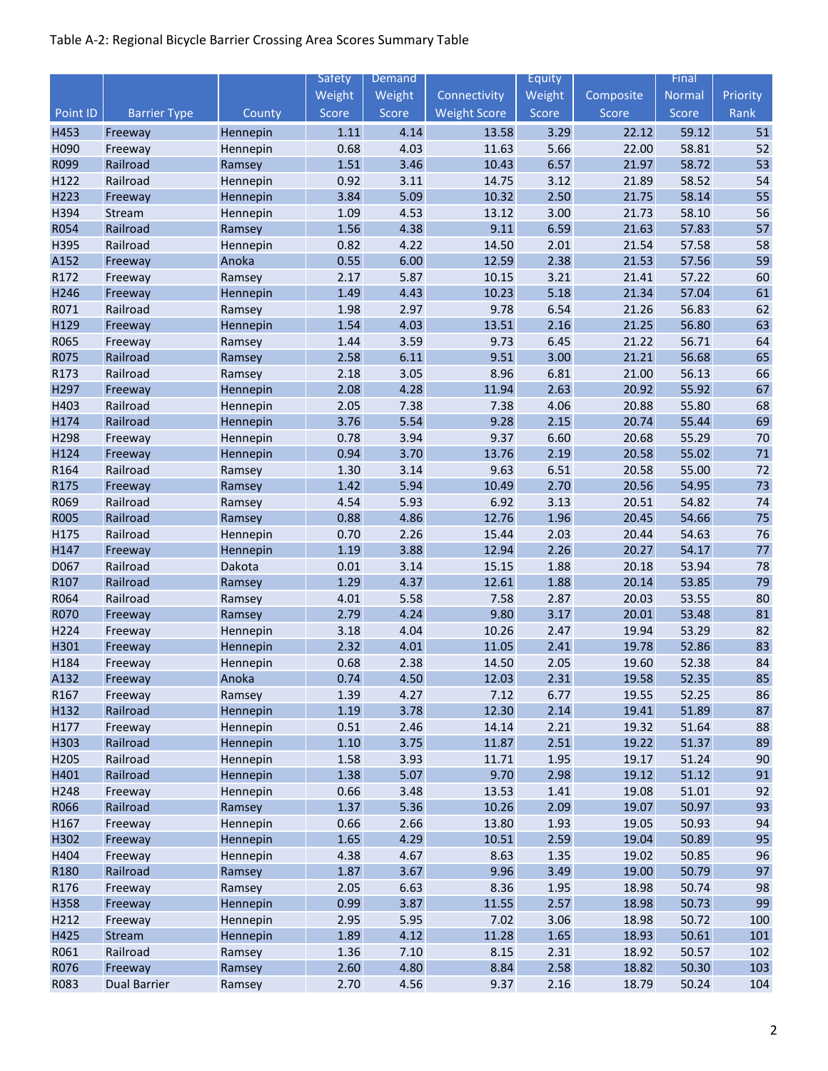Table A-2: Regional Bicycle Barrier Crossing Area Scores Summary Table

| Point ID | Barrier Type | County | Safety Weight Score | Demand Weight Score | Connectivity Weight Score | Equity Weight Score | Composite Score | Final Normal Score | Priority Rank |
|---|---|---|---|---|---|---|---|---|---|
| H453 | Freeway | Hennepin | 1.11 | 4.14 | 13.58 | 3.29 | 22.12 | 59.12 | 51 |
| H090 | Freeway | Hennepin | 0.68 | 4.03 | 11.63 | 5.66 | 22.00 | 58.81 | 52 |
| R099 | Railroad | Ramsey | 1.51 | 3.46 | 10.43 | 6.57 | 21.97 | 58.72 | 53 |
| H122 | Railroad | Hennepin | 0.92 | 3.11 | 14.75 | 3.12 | 21.89 | 58.52 | 54 |
| H223 | Freeway | Hennepin | 3.84 | 5.09 | 10.32 | 2.50 | 21.75 | 58.14 | 55 |
| H394 | Stream | Hennepin | 1.09 | 4.53 | 13.12 | 3.00 | 21.73 | 58.10 | 56 |
| R054 | Railroad | Ramsey | 1.56 | 4.38 | 9.11 | 6.59 | 21.63 | 57.83 | 57 |
| H395 | Railroad | Hennepin | 0.82 | 4.22 | 14.50 | 2.01 | 21.54 | 57.58 | 58 |
| A152 | Freeway | Anoka | 0.55 | 6.00 | 12.59 | 2.38 | 21.53 | 57.56 | 59 |
| R172 | Freeway | Ramsey | 2.17 | 5.87 | 10.15 | 3.21 | 21.41 | 57.22 | 60 |
| H246 | Freeway | Hennepin | 1.49 | 4.43 | 10.23 | 5.18 | 21.34 | 57.04 | 61 |
| R071 | Railroad | Ramsey | 1.98 | 2.97 | 9.78 | 6.54 | 21.26 | 56.83 | 62 |
| H129 | Freeway | Hennepin | 1.54 | 4.03 | 13.51 | 2.16 | 21.25 | 56.80 | 63 |
| R065 | Freeway | Ramsey | 1.44 | 3.59 | 9.73 | 6.45 | 21.22 | 56.71 | 64 |
| R075 | Railroad | Ramsey | 2.58 | 6.11 | 9.51 | 3.00 | 21.21 | 56.68 | 65 |
| R173 | Railroad | Ramsey | 2.18 | 3.05 | 8.96 | 6.81 | 21.00 | 56.13 | 66 |
| H297 | Freeway | Hennepin | 2.08 | 4.28 | 11.94 | 2.63 | 20.92 | 55.92 | 67 |
| H403 | Railroad | Hennepin | 2.05 | 7.38 | 7.38 | 4.06 | 20.88 | 55.80 | 68 |
| H174 | Railroad | Hennepin | 3.76 | 5.54 | 9.28 | 2.15 | 20.74 | 55.44 | 69 |
| H298 | Freeway | Hennepin | 0.78 | 3.94 | 9.37 | 6.60 | 20.68 | 55.29 | 70 |
| H124 | Freeway | Hennepin | 0.94 | 3.70 | 13.76 | 2.19 | 20.58 | 55.02 | 71 |
| R164 | Railroad | Ramsey | 1.30 | 3.14 | 9.63 | 6.51 | 20.58 | 55.00 | 72 |
| R175 | Freeway | Ramsey | 1.42 | 5.94 | 10.49 | 2.70 | 20.56 | 54.95 | 73 |
| R069 | Railroad | Ramsey | 4.54 | 5.93 | 6.92 | 3.13 | 20.51 | 54.82 | 74 |
| R005 | Railroad | Ramsey | 0.88 | 4.86 | 12.76 | 1.96 | 20.45 | 54.66 | 75 |
| H175 | Railroad | Hennepin | 0.70 | 2.26 | 15.44 | 2.03 | 20.44 | 54.63 | 76 |
| H147 | Freeway | Hennepin | 1.19 | 3.88 | 12.94 | 2.26 | 20.27 | 54.17 | 77 |
| D067 | Railroad | Dakota | 0.01 | 3.14 | 15.15 | 1.88 | 20.18 | 53.94 | 78 |
| R107 | Railroad | Ramsey | 1.29 | 4.37 | 12.61 | 1.88 | 20.14 | 53.85 | 79 |
| R064 | Railroad | Ramsey | 4.01 | 5.58 | 7.58 | 2.87 | 20.03 | 53.55 | 80 |
| R070 | Freeway | Ramsey | 2.79 | 4.24 | 9.80 | 3.17 | 20.01 | 53.48 | 81 |
| H224 | Freeway | Hennepin | 3.18 | 4.04 | 10.26 | 2.47 | 19.94 | 53.29 | 82 |
| H301 | Freeway | Hennepin | 2.32 | 4.01 | 11.05 | 2.41 | 19.78 | 52.86 | 83 |
| H184 | Freeway | Hennepin | 0.68 | 2.38 | 14.50 | 2.05 | 19.60 | 52.38 | 84 |
| A132 | Freeway | Anoka | 0.74 | 4.50 | 12.03 | 2.31 | 19.58 | 52.35 | 85 |
| R167 | Freeway | Ramsey | 1.39 | 4.27 | 7.12 | 6.77 | 19.55 | 52.25 | 86 |
| H132 | Railroad | Hennepin | 1.19 | 3.78 | 12.30 | 2.14 | 19.41 | 51.89 | 87 |
| H177 | Freeway | Hennepin | 0.51 | 2.46 | 14.14 | 2.21 | 19.32 | 51.64 | 88 |
| H303 | Railroad | Hennepin | 1.10 | 3.75 | 11.87 | 2.51 | 19.22 | 51.37 | 89 |
| H205 | Railroad | Hennepin | 1.58 | 3.93 | 11.71 | 1.95 | 19.17 | 51.24 | 90 |
| H401 | Railroad | Hennepin | 1.38 | 5.07 | 9.70 | 2.98 | 19.12 | 51.12 | 91 |
| H248 | Freeway | Hennepin | 0.66 | 3.48 | 13.53 | 1.41 | 19.08 | 51.01 | 92 |
| R066 | Railroad | Ramsey | 1.37 | 5.36 | 10.26 | 2.09 | 19.07 | 50.97 | 93 |
| H167 | Freeway | Hennepin | 0.66 | 2.66 | 13.80 | 1.93 | 19.05 | 50.93 | 94 |
| H302 | Freeway | Hennepin | 1.65 | 4.29 | 10.51 | 2.59 | 19.04 | 50.89 | 95 |
| H404 | Freeway | Hennepin | 4.38 | 4.67 | 8.63 | 1.35 | 19.02 | 50.85 | 96 |
| R180 | Railroad | Ramsey | 1.87 | 3.67 | 9.96 | 3.49 | 19.00 | 50.79 | 97 |
| R176 | Freeway | Ramsey | 2.05 | 6.63 | 8.36 | 1.95 | 18.98 | 50.74 | 98 |
| H358 | Freeway | Hennepin | 0.99 | 3.87 | 11.55 | 2.57 | 18.98 | 50.73 | 99 |
| H212 | Freeway | Hennepin | 2.95 | 5.95 | 7.02 | 3.06 | 18.98 | 50.72 | 100 |
| H425 | Stream | Hennepin | 1.89 | 4.12 | 11.28 | 1.65 | 18.93 | 50.61 | 101 |
| R061 | Railroad | Ramsey | 1.36 | 7.10 | 8.15 | 2.31 | 18.92 | 50.57 | 102 |
| R076 | Freeway | Ramsey | 2.60 | 4.80 | 8.84 | 2.58 | 18.82 | 50.30 | 103 |
| R083 | Dual Barrier | Ramsey | 2.70 | 4.56 | 9.37 | 2.16 | 18.79 | 50.24 | 104 |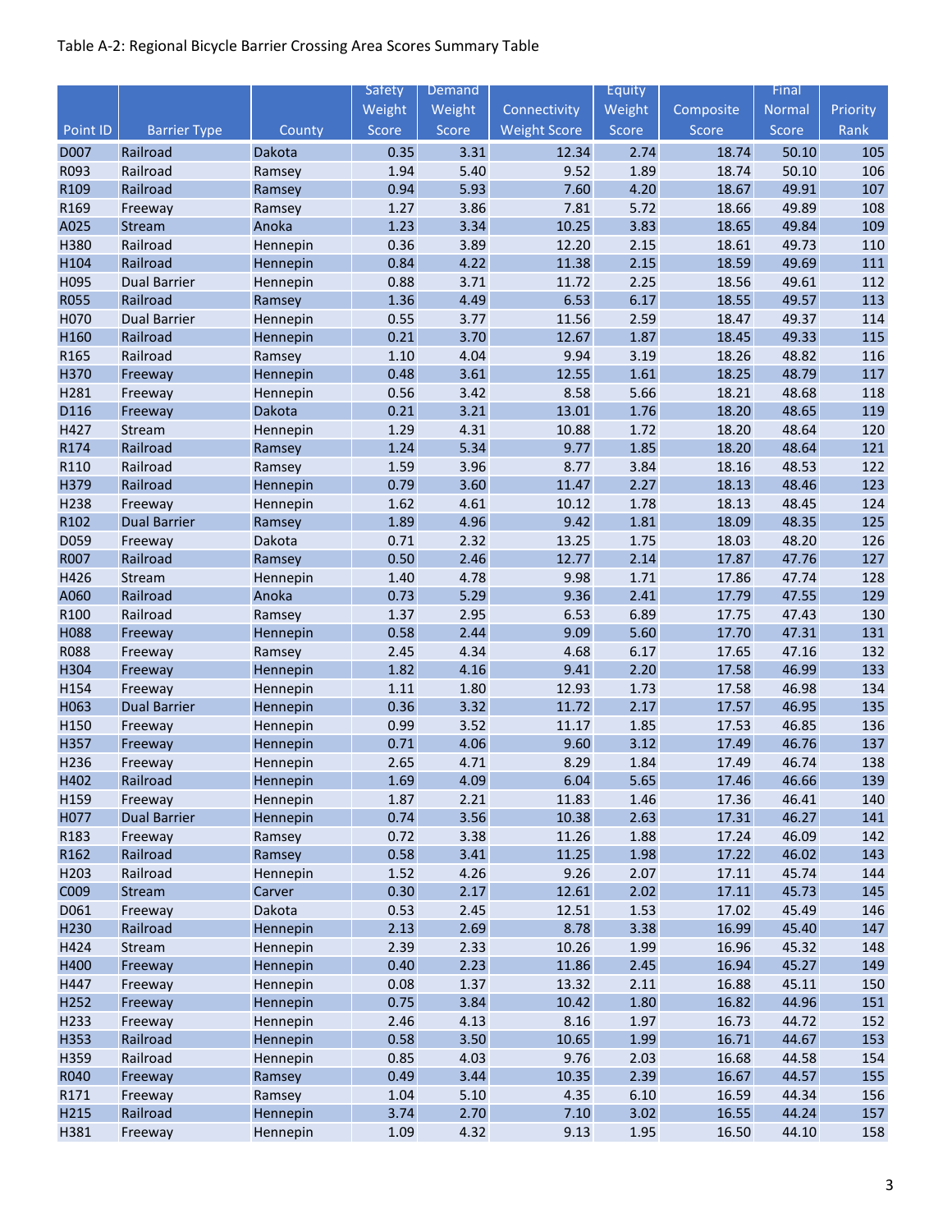Table A-2: Regional Bicycle Barrier Crossing Area Scores Summary Table

| Point ID | Barrier Type | County | Safety Weight Score | Demand Weight Score | Connectivity Weight Score | Equity Weight Score | Composite Score | Final Normal Score | Priority Rank |
|---|---|---|---|---|---|---|---|---|---|
| D007 | Railroad | Dakota | 0.35 | 3.31 | 12.34 | 2.74 | 18.74 | 50.10 | 105 |
| R093 | Railroad | Ramsey | 1.94 | 5.40 | 9.52 | 1.89 | 18.74 | 50.10 | 106 |
| R109 | Railroad | Ramsey | 0.94 | 5.93 | 7.60 | 4.20 | 18.67 | 49.91 | 107 |
| R169 | Freeway | Ramsey | 1.27 | 3.86 | 7.81 | 5.72 | 18.66 | 49.89 | 108 |
| A025 | Stream | Anoka | 1.23 | 3.34 | 10.25 | 3.83 | 18.65 | 49.84 | 109 |
| H380 | Railroad | Hennepin | 0.36 | 3.89 | 12.20 | 2.15 | 18.61 | 49.73 | 110 |
| H104 | Railroad | Hennepin | 0.84 | 4.22 | 11.38 | 2.15 | 18.59 | 49.69 | 111 |
| H095 | Dual Barrier | Hennepin | 0.88 | 3.71 | 11.72 | 2.25 | 18.56 | 49.61 | 112 |
| R055 | Railroad | Ramsey | 1.36 | 4.49 | 6.53 | 6.17 | 18.55 | 49.57 | 113 |
| H070 | Dual Barrier | Hennepin | 0.55 | 3.77 | 11.56 | 2.59 | 18.47 | 49.37 | 114 |
| H160 | Railroad | Hennepin | 0.21 | 3.70 | 12.67 | 1.87 | 18.45 | 49.33 | 115 |
| R165 | Railroad | Ramsey | 1.10 | 4.04 | 9.94 | 3.19 | 18.26 | 48.82 | 116 |
| H370 | Freeway | Hennepin | 0.48 | 3.61 | 12.55 | 1.61 | 18.25 | 48.79 | 117 |
| H281 | Freeway | Hennepin | 0.56 | 3.42 | 8.58 | 5.66 | 18.21 | 48.68 | 118 |
| D116 | Freeway | Dakota | 0.21 | 3.21 | 13.01 | 1.76 | 18.20 | 48.65 | 119 |
| H427 | Stream | Hennepin | 1.29 | 4.31 | 10.88 | 1.72 | 18.20 | 48.64 | 120 |
| R174 | Railroad | Ramsey | 1.24 | 5.34 | 9.77 | 1.85 | 18.20 | 48.64 | 121 |
| R110 | Railroad | Ramsey | 1.59 | 3.96 | 8.77 | 3.84 | 18.16 | 48.53 | 122 |
| H379 | Railroad | Hennepin | 0.79 | 3.60 | 11.47 | 2.27 | 18.13 | 48.46 | 123 |
| H238 | Freeway | Hennepin | 1.62 | 4.61 | 10.12 | 1.78 | 18.13 | 48.45 | 124 |
| R102 | Dual Barrier | Ramsey | 1.89 | 4.96 | 9.42 | 1.81 | 18.09 | 48.35 | 125 |
| D059 | Freeway | Dakota | 0.71 | 2.32 | 13.25 | 1.75 | 18.03 | 48.20 | 126 |
| R007 | Railroad | Ramsey | 0.50 | 2.46 | 12.77 | 2.14 | 17.87 | 47.76 | 127 |
| H426 | Stream | Hennepin | 1.40 | 4.78 | 9.98 | 1.71 | 17.86 | 47.74 | 128 |
| A060 | Railroad | Anoka | 0.73 | 5.29 | 9.36 | 2.41 | 17.79 | 47.55 | 129 |
| R100 | Railroad | Ramsey | 1.37 | 2.95 | 6.53 | 6.89 | 17.75 | 47.43 | 130 |
| H088 | Freeway | Hennepin | 0.58 | 2.44 | 9.09 | 5.60 | 17.70 | 47.31 | 131 |
| R088 | Freeway | Ramsey | 2.45 | 4.34 | 4.68 | 6.17 | 17.65 | 47.16 | 132 |
| H304 | Freeway | Hennepin | 1.82 | 4.16 | 9.41 | 2.20 | 17.58 | 46.99 | 133 |
| H154 | Freeway | Hennepin | 1.11 | 1.80 | 12.93 | 1.73 | 17.58 | 46.98 | 134 |
| H063 | Dual Barrier | Hennepin | 0.36 | 3.32 | 11.72 | 2.17 | 17.57 | 46.95 | 135 |
| H150 | Freeway | Hennepin | 0.99 | 3.52 | 11.17 | 1.85 | 17.53 | 46.85 | 136 |
| H357 | Freeway | Hennepin | 0.71 | 4.06 | 9.60 | 3.12 | 17.49 | 46.76 | 137 |
| H236 | Freeway | Hennepin | 2.65 | 4.71 | 8.29 | 1.84 | 17.49 | 46.74 | 138 |
| H402 | Railroad | Hennepin | 1.69 | 4.09 | 6.04 | 5.65 | 17.46 | 46.66 | 139 |
| H159 | Freeway | Hennepin | 1.87 | 2.21 | 11.83 | 1.46 | 17.36 | 46.41 | 140 |
| H077 | Dual Barrier | Hennepin | 0.74 | 3.56 | 10.38 | 2.63 | 17.31 | 46.27 | 141 |
| R183 | Freeway | Ramsey | 0.72 | 3.38 | 11.26 | 1.88 | 17.24 | 46.09 | 142 |
| R162 | Railroad | Ramsey | 0.58 | 3.41 | 11.25 | 1.98 | 17.22 | 46.02 | 143 |
| H203 | Railroad | Hennepin | 1.52 | 4.26 | 9.26 | 2.07 | 17.11 | 45.74 | 144 |
| C009 | Stream | Carver | 0.30 | 2.17 | 12.61 | 2.02 | 17.11 | 45.73 | 145 |
| D061 | Freeway | Dakota | 0.53 | 2.45 | 12.51 | 1.53 | 17.02 | 45.49 | 146 |
| H230 | Railroad | Hennepin | 2.13 | 2.69 | 8.78 | 3.38 | 16.99 | 45.40 | 147 |
| H424 | Stream | Hennepin | 2.39 | 2.33 | 10.26 | 1.99 | 16.96 | 45.32 | 148 |
| H400 | Freeway | Hennepin | 0.40 | 2.23 | 11.86 | 2.45 | 16.94 | 45.27 | 149 |
| H447 | Freeway | Hennepin | 0.08 | 1.37 | 13.32 | 2.11 | 16.88 | 45.11 | 150 |
| H252 | Freeway | Hennepin | 0.75 | 3.84 | 10.42 | 1.80 | 16.82 | 44.96 | 151 |
| H233 | Freeway | Hennepin | 2.46 | 4.13 | 8.16 | 1.97 | 16.73 | 44.72 | 152 |
| H353 | Railroad | Hennepin | 0.58 | 3.50 | 10.65 | 1.99 | 16.71 | 44.67 | 153 |
| H359 | Railroad | Hennepin | 0.85 | 4.03 | 9.76 | 2.03 | 16.68 | 44.58 | 154 |
| R040 | Freeway | Ramsey | 0.49 | 3.44 | 10.35 | 2.39 | 16.67 | 44.57 | 155 |
| R171 | Freeway | Ramsey | 1.04 | 5.10 | 4.35 | 6.10 | 16.59 | 44.34 | 156 |
| H215 | Railroad | Hennepin | 3.74 | 2.70 | 7.10 | 3.02 | 16.55 | 44.24 | 157 |
| H381 | Freeway | Hennepin | 1.09 | 4.32 | 9.13 | 1.95 | 16.50 | 44.10 | 158 |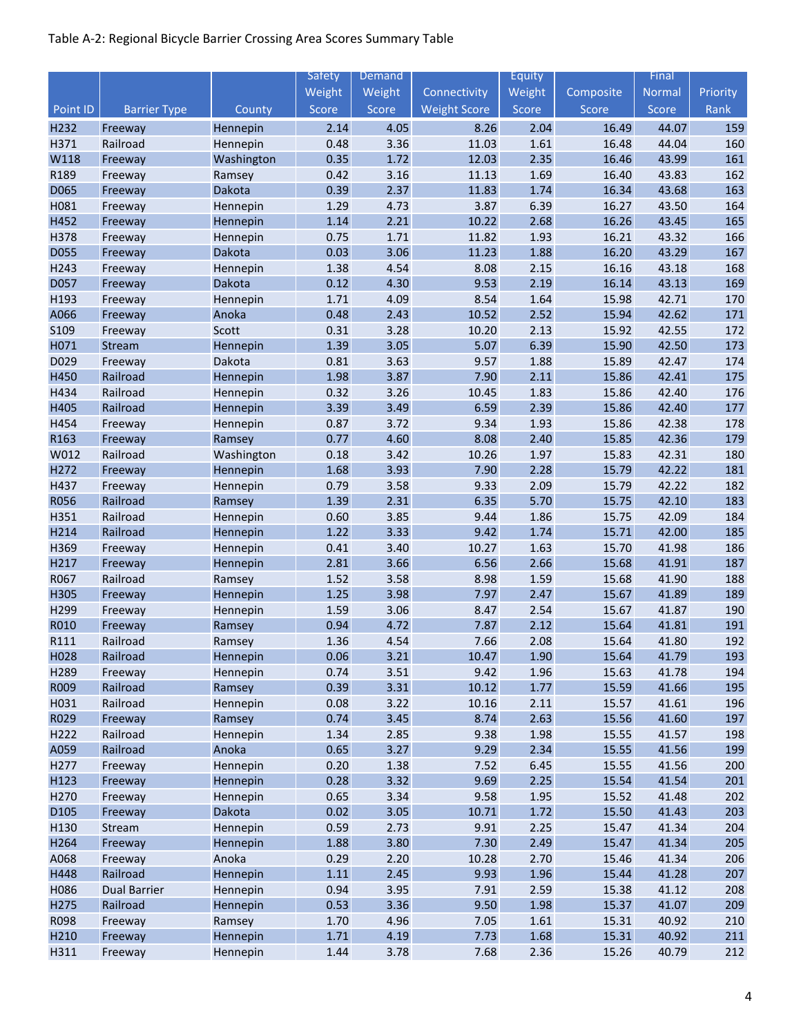Table A-2: Regional Bicycle Barrier Crossing Area Scores Summary Table

| Point ID | Barrier Type | County | Safety Weight Score | Demand Weight Score | Connectivity Weight Score | Equity Weight Score | Composite Score | Final Normal Score | Priority Rank |
|---|---|---|---|---|---|---|---|---|---|
| H232 | Freeway | Hennepin | 2.14 | 4.05 | 8.26 | 2.04 | 16.49 | 44.07 | 159 |
| H371 | Railroad | Hennepin | 0.48 | 3.36 | 11.03 | 1.61 | 16.48 | 44.04 | 160 |
| W118 | Freeway | Washington | 0.35 | 1.72 | 12.03 | 2.35 | 16.46 | 43.99 | 161 |
| R189 | Freeway | Ramsey | 0.42 | 3.16 | 11.13 | 1.69 | 16.40 | 43.83 | 162 |
| D065 | Freeway | Dakota | 0.39 | 2.37 | 11.83 | 1.74 | 16.34 | 43.68 | 163 |
| H081 | Freeway | Hennepin | 1.29 | 4.73 | 3.87 | 6.39 | 16.27 | 43.50 | 164 |
| H452 | Freeway | Hennepin | 1.14 | 2.21 | 10.22 | 2.68 | 16.26 | 43.45 | 165 |
| H378 | Freeway | Hennepin | 0.75 | 1.71 | 11.82 | 1.93 | 16.21 | 43.32 | 166 |
| D055 | Freeway | Dakota | 0.03 | 3.06 | 11.23 | 1.88 | 16.20 | 43.29 | 167 |
| H243 | Freeway | Hennepin | 1.38 | 4.54 | 8.08 | 2.15 | 16.16 | 43.18 | 168 |
| D057 | Freeway | Dakota | 0.12 | 4.30 | 9.53 | 2.19 | 16.14 | 43.13 | 169 |
| H193 | Freeway | Hennepin | 1.71 | 4.09 | 8.54 | 1.64 | 15.98 | 42.71 | 170 |
| A066 | Freeway | Anoka | 0.48 | 2.43 | 10.52 | 2.52 | 15.94 | 42.62 | 171 |
| S109 | Freeway | Scott | 0.31 | 3.28 | 10.20 | 2.13 | 15.92 | 42.55 | 172 |
| H071 | Stream | Hennepin | 1.39 | 3.05 | 5.07 | 6.39 | 15.90 | 42.50 | 173 |
| D029 | Freeway | Dakota | 0.81 | 3.63 | 9.57 | 1.88 | 15.89 | 42.47 | 174 |
| H450 | Railroad | Hennepin | 1.98 | 3.87 | 7.90 | 2.11 | 15.86 | 42.41 | 175 |
| H434 | Railroad | Hennepin | 0.32 | 3.26 | 10.45 | 1.83 | 15.86 | 42.40 | 176 |
| H405 | Railroad | Hennepin | 3.39 | 3.49 | 6.59 | 2.39 | 15.86 | 42.40 | 177 |
| H454 | Freeway | Hennepin | 0.87 | 3.72 | 9.34 | 1.93 | 15.86 | 42.38 | 178 |
| R163 | Freeway | Ramsey | 0.77 | 4.60 | 8.08 | 2.40 | 15.85 | 42.36 | 179 |
| W012 | Railroad | Washington | 0.18 | 3.42 | 10.26 | 1.97 | 15.83 | 42.31 | 180 |
| H272 | Freeway | Hennepin | 1.68 | 3.93 | 7.90 | 2.28 | 15.79 | 42.22 | 181 |
| H437 | Freeway | Hennepin | 0.79 | 3.58 | 9.33 | 2.09 | 15.79 | 42.22 | 182 |
| R056 | Railroad | Ramsey | 1.39 | 2.31 | 6.35 | 5.70 | 15.75 | 42.10 | 183 |
| H351 | Railroad | Hennepin | 0.60 | 3.85 | 9.44 | 1.86 | 15.75 | 42.09 | 184 |
| H214 | Railroad | Hennepin | 1.22 | 3.33 | 9.42 | 1.74 | 15.71 | 42.00 | 185 |
| H369 | Freeway | Hennepin | 0.41 | 3.40 | 10.27 | 1.63 | 15.70 | 41.98 | 186 |
| H217 | Freeway | Hennepin | 2.81 | 3.66 | 6.56 | 2.66 | 15.68 | 41.91 | 187 |
| R067 | Railroad | Ramsey | 1.52 | 3.58 | 8.98 | 1.59 | 15.68 | 41.90 | 188 |
| H305 | Freeway | Hennepin | 1.25 | 3.98 | 7.97 | 2.47 | 15.67 | 41.89 | 189 |
| H299 | Freeway | Hennepin | 1.59 | 3.06 | 8.47 | 2.54 | 15.67 | 41.87 | 190 |
| R010 | Freeway | Ramsey | 0.94 | 4.72 | 7.87 | 2.12 | 15.64 | 41.81 | 191 |
| R111 | Railroad | Ramsey | 1.36 | 4.54 | 7.66 | 2.08 | 15.64 | 41.80 | 192 |
| H028 | Railroad | Hennepin | 0.06 | 3.21 | 10.47 | 1.90 | 15.64 | 41.79 | 193 |
| H289 | Freeway | Hennepin | 0.74 | 3.51 | 9.42 | 1.96 | 15.63 | 41.78 | 194 |
| R009 | Railroad | Ramsey | 0.39 | 3.31 | 10.12 | 1.77 | 15.59 | 41.66 | 195 |
| H031 | Railroad | Hennepin | 0.08 | 3.22 | 10.16 | 2.11 | 15.57 | 41.61 | 196 |
| R029 | Freeway | Ramsey | 0.74 | 3.45 | 8.74 | 2.63 | 15.56 | 41.60 | 197 |
| H222 | Railroad | Hennepin | 1.34 | 2.85 | 9.38 | 1.98 | 15.55 | 41.57 | 198 |
| A059 | Railroad | Anoka | 0.65 | 3.27 | 9.29 | 2.34 | 15.55 | 41.56 | 199 |
| H277 | Freeway | Hennepin | 0.20 | 1.38 | 7.52 | 6.45 | 15.55 | 41.56 | 200 |
| H123 | Freeway | Hennepin | 0.28 | 3.32 | 9.69 | 2.25 | 15.54 | 41.54 | 201 |
| H270 | Freeway | Hennepin | 0.65 | 3.34 | 9.58 | 1.95 | 15.52 | 41.48 | 202 |
| D105 | Freeway | Dakota | 0.02 | 3.05 | 10.71 | 1.72 | 15.50 | 41.43 | 203 |
| H130 | Stream | Hennepin | 0.59 | 2.73 | 9.91 | 2.25 | 15.47 | 41.34 | 204 |
| H264 | Freeway | Hennepin | 1.88 | 3.80 | 7.30 | 2.49 | 15.47 | 41.34 | 205 |
| A068 | Freeway | Anoka | 0.29 | 2.20 | 10.28 | 2.70 | 15.46 | 41.34 | 206 |
| H448 | Railroad | Hennepin | 1.11 | 2.45 | 9.93 | 1.96 | 15.44 | 41.28 | 207 |
| H086 | Dual Barrier | Hennepin | 0.94 | 3.95 | 7.91 | 2.59 | 15.38 | 41.12 | 208 |
| H275 | Railroad | Hennepin | 0.53 | 3.36 | 9.50 | 1.98 | 15.37 | 41.07 | 209 |
| R098 | Freeway | Ramsey | 1.70 | 4.96 | 7.05 | 1.61 | 15.31 | 40.92 | 210 |
| H210 | Freeway | Hennepin | 1.71 | 4.19 | 7.73 | 1.68 | 15.31 | 40.92 | 211 |
| H311 | Freeway | Hennepin | 1.44 | 3.78 | 7.68 | 2.36 | 15.26 | 40.79 | 212 |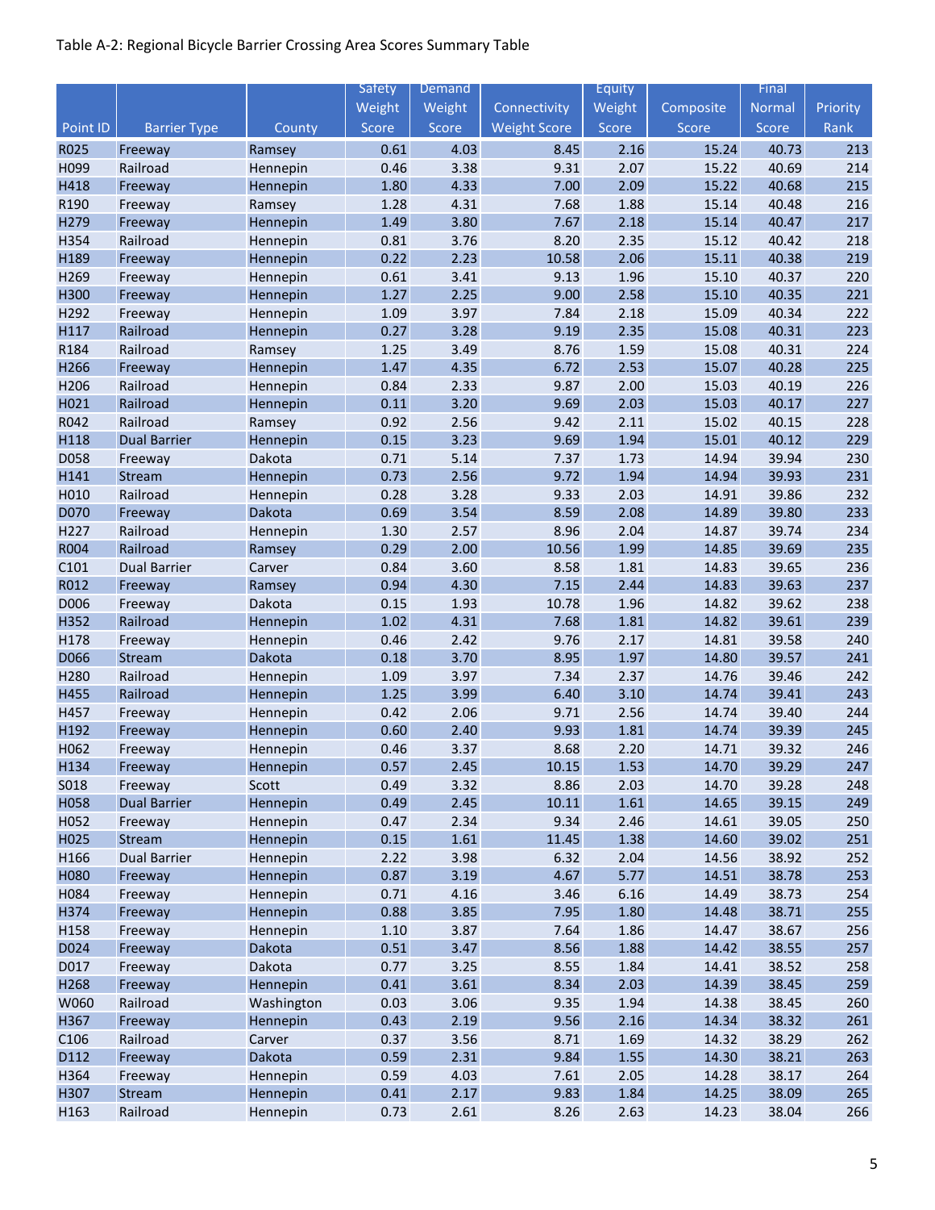Table A-2: Regional Bicycle Barrier Crossing Area Scores Summary Table

| Point ID | Barrier Type | County | Safety Weight Score | Demand Weight Score | Connectivity Weight Score | Equity Weight Score | Composite Score | Final Normal Score | Priority Rank |
|---|---|---|---|---|---|---|---|---|---|
| R025 | Freeway | Ramsey | 0.61 | 4.03 | 8.45 | 2.16 | 15.24 | 40.73 | 213 |
| H099 | Railroad | Hennepin | 0.46 | 3.38 | 9.31 | 2.07 | 15.22 | 40.69 | 214 |
| H418 | Freeway | Hennepin | 1.80 | 4.33 | 7.00 | 2.09 | 15.22 | 40.68 | 215 |
| R190 | Freeway | Ramsey | 1.28 | 4.31 | 7.68 | 1.88 | 15.14 | 40.48 | 216 |
| H279 | Freeway | Hennepin | 1.49 | 3.80 | 7.67 | 2.18 | 15.14 | 40.47 | 217 |
| H354 | Railroad | Hennepin | 0.81 | 3.76 | 8.20 | 2.35 | 15.12 | 40.42 | 218 |
| H189 | Freeway | Hennepin | 0.22 | 2.23 | 10.58 | 2.06 | 15.11 | 40.38 | 219 |
| H269 | Freeway | Hennepin | 0.61 | 3.41 | 9.13 | 1.96 | 15.10 | 40.37 | 220 |
| H300 | Freeway | Hennepin | 1.27 | 2.25 | 9.00 | 2.58 | 15.10 | 40.35 | 221 |
| H292 | Freeway | Hennepin | 1.09 | 3.97 | 7.84 | 2.18 | 15.09 | 40.34 | 222 |
| H117 | Railroad | Hennepin | 0.27 | 3.28 | 9.19 | 2.35 | 15.08 | 40.31 | 223 |
| R184 | Railroad | Ramsey | 1.25 | 3.49 | 8.76 | 1.59 | 15.08 | 40.31 | 224 |
| H266 | Freeway | Hennepin | 1.47 | 4.35 | 6.72 | 2.53 | 15.07 | 40.28 | 225 |
| H206 | Railroad | Hennepin | 0.84 | 2.33 | 9.87 | 2.00 | 15.03 | 40.19 | 226 |
| H021 | Railroad | Hennepin | 0.11 | 3.20 | 9.69 | 2.03 | 15.03 | 40.17 | 227 |
| R042 | Railroad | Ramsey | 0.92 | 2.56 | 9.42 | 2.11 | 15.02 | 40.15 | 228 |
| H118 | Dual Barrier | Hennepin | 0.15 | 3.23 | 9.69 | 1.94 | 15.01 | 40.12 | 229 |
| D058 | Freeway | Dakota | 0.71 | 5.14 | 7.37 | 1.73 | 14.94 | 39.94 | 230 |
| H141 | Stream | Hennepin | 0.73 | 2.56 | 9.72 | 1.94 | 14.94 | 39.93 | 231 |
| H010 | Railroad | Hennepin | 0.28 | 3.28 | 9.33 | 2.03 | 14.91 | 39.86 | 232 |
| D070 | Freeway | Dakota | 0.69 | 3.54 | 8.59 | 2.08 | 14.89 | 39.80 | 233 |
| H227 | Railroad | Hennepin | 1.30 | 2.57 | 8.96 | 2.04 | 14.87 | 39.74 | 234 |
| R004 | Railroad | Ramsey | 0.29 | 2.00 | 10.56 | 1.99 | 14.85 | 39.69 | 235 |
| C101 | Dual Barrier | Carver | 0.84 | 3.60 | 8.58 | 1.81 | 14.83 | 39.65 | 236 |
| R012 | Freeway | Ramsey | 0.94 | 4.30 | 7.15 | 2.44 | 14.83 | 39.63 | 237 |
| D006 | Freeway | Dakota | 0.15 | 1.93 | 10.78 | 1.96 | 14.82 | 39.62 | 238 |
| H352 | Railroad | Hennepin | 1.02 | 4.31 | 7.68 | 1.81 | 14.82 | 39.61 | 239 |
| H178 | Freeway | Hennepin | 0.46 | 2.42 | 9.76 | 2.17 | 14.81 | 39.58 | 240 |
| D066 | Stream | Dakota | 0.18 | 3.70 | 8.95 | 1.97 | 14.80 | 39.57 | 241 |
| H280 | Railroad | Hennepin | 1.09 | 3.97 | 7.34 | 2.37 | 14.76 | 39.46 | 242 |
| H455 | Railroad | Hennepin | 1.25 | 3.99 | 6.40 | 3.10 | 14.74 | 39.41 | 243 |
| H457 | Freeway | Hennepin | 0.42 | 2.06 | 9.71 | 2.56 | 14.74 | 39.40 | 244 |
| H192 | Freeway | Hennepin | 0.60 | 2.40 | 9.93 | 1.81 | 14.74 | 39.39 | 245 |
| H062 | Freeway | Hennepin | 0.46 | 3.37 | 8.68 | 2.20 | 14.71 | 39.32 | 246 |
| H134 | Freeway | Hennepin | 0.57 | 2.45 | 10.15 | 1.53 | 14.70 | 39.29 | 247 |
| S018 | Freeway | Scott | 0.49 | 3.32 | 8.86 | 2.03 | 14.70 | 39.28 | 248 |
| H058 | Dual Barrier | Hennepin | 0.49 | 2.45 | 10.11 | 1.61 | 14.65 | 39.15 | 249 |
| H052 | Freeway | Hennepin | 0.47 | 2.34 | 9.34 | 2.46 | 14.61 | 39.05 | 250 |
| H025 | Stream | Hennepin | 0.15 | 1.61 | 11.45 | 1.38 | 14.60 | 39.02 | 251 |
| H166 | Dual Barrier | Hennepin | 2.22 | 3.98 | 6.32 | 2.04 | 14.56 | 38.92 | 252 |
| H080 | Freeway | Hennepin | 0.87 | 3.19 | 4.67 | 5.77 | 14.51 | 38.78 | 253 |
| H084 | Freeway | Hennepin | 0.71 | 4.16 | 3.46 | 6.16 | 14.49 | 38.73 | 254 |
| H374 | Freeway | Hennepin | 0.88 | 3.85 | 7.95 | 1.80 | 14.48 | 38.71 | 255 |
| H158 | Freeway | Hennepin | 1.10 | 3.87 | 7.64 | 1.86 | 14.47 | 38.67 | 256 |
| D024 | Freeway | Dakota | 0.51 | 3.47 | 8.56 | 1.88 | 14.42 | 38.55 | 257 |
| D017 | Freeway | Dakota | 0.77 | 3.25 | 8.55 | 1.84 | 14.41 | 38.52 | 258 |
| H268 | Freeway | Hennepin | 0.41 | 3.61 | 8.34 | 2.03 | 14.39 | 38.45 | 259 |
| W060 | Railroad | Washington | 0.03 | 3.06 | 9.35 | 1.94 | 14.38 | 38.45 | 260 |
| H367 | Freeway | Hennepin | 0.43 | 2.19 | 9.56 | 2.16 | 14.34 | 38.32 | 261 |
| C106 | Railroad | Carver | 0.37 | 3.56 | 8.71 | 1.69 | 14.32 | 38.29 | 262 |
| D112 | Freeway | Dakota | 0.59 | 2.31 | 9.84 | 1.55 | 14.30 | 38.21 | 263 |
| H364 | Freeway | Hennepin | 0.59 | 4.03 | 7.61 | 2.05 | 14.28 | 38.17 | 264 |
| H307 | Stream | Hennepin | 0.41 | 2.17 | 9.83 | 1.84 | 14.25 | 38.09 | 265 |
| H163 | Railroad | Hennepin | 0.73 | 2.61 | 8.26 | 2.63 | 14.23 | 38.04 | 266 |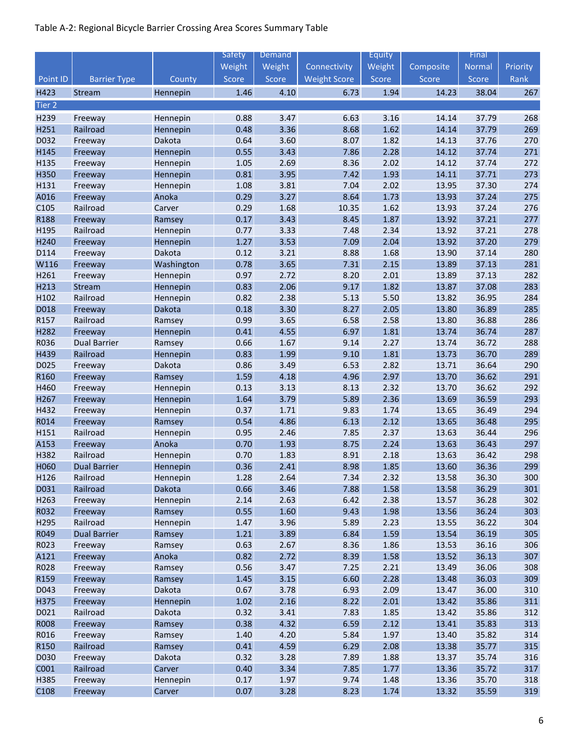Table A-2: Regional Bicycle Barrier Crossing Area Scores Summary Table

| Point ID | Barrier Type | County | Safety Weight Score | Demand Weight Score | Connectivity Weight Score | Equity Weight Score | Composite Score | Final Normal Score | Priority Rank |
|---|---|---|---|---|---|---|---|---|---|
| H423 | Stream | Hennepin | 1.46 | 4.10 | 6.73 | 1.94 | 14.23 | 38.04 | 267 |
| Tier 2 | | | | | | | | | |
| H239 | Freeway | Hennepin | 0.88 | 3.47 | 6.63 | 3.16 | 14.14 | 37.79 | 268 |
| H251 | Railroad | Hennepin | 0.48 | 3.36 | 8.68 | 1.62 | 14.14 | 37.79 | 269 |
| D032 | Freeway | Dakota | 0.64 | 3.60 | 8.07 | 1.82 | 14.13 | 37.76 | 270 |
| H145 | Freeway | Hennepin | 0.55 | 3.43 | 7.86 | 2.28 | 14.12 | 37.74 | 271 |
| H135 | Freeway | Hennepin | 1.05 | 2.69 | 8.36 | 2.02 | 14.12 | 37.74 | 272 |
| H350 | Freeway | Hennepin | 0.81 | 3.95 | 7.42 | 1.93 | 14.11 | 37.71 | 273 |
| H131 | Freeway | Hennepin | 1.08 | 3.81 | 7.04 | 2.02 | 13.95 | 37.30 | 274 |
| A016 | Freeway | Anoka | 0.29 | 3.27 | 8.64 | 1.73 | 13.93 | 37.24 | 275 |
| C105 | Railroad | Carver | 0.29 | 1.68 | 10.35 | 1.62 | 13.93 | 37.24 | 276 |
| R188 | Freeway | Ramsey | 0.17 | 3.43 | 8.45 | 1.87 | 13.92 | 37.21 | 277 |
| H195 | Railroad | Hennepin | 0.77 | 3.33 | 7.48 | 2.34 | 13.92 | 37.21 | 278 |
| H240 | Freeway | Hennepin | 1.27 | 3.53 | 7.09 | 2.04 | 13.92 | 37.20 | 279 |
| D114 | Freeway | Dakota | 0.12 | 3.21 | 8.88 | 1.68 | 13.90 | 37.14 | 280 |
| W116 | Freeway | Washington | 0.78 | 3.65 | 7.31 | 2.15 | 13.89 | 37.13 | 281 |
| H261 | Freeway | Hennepin | 0.97 | 2.72 | 8.20 | 2.01 | 13.89 | 37.13 | 282 |
| H213 | Stream | Hennepin | 0.83 | 2.06 | 9.17 | 1.82 | 13.87 | 37.08 | 283 |
| H102 | Railroad | Hennepin | 0.82 | 2.38 | 5.13 | 5.50 | 13.82 | 36.95 | 284 |
| D018 | Freeway | Dakota | 0.18 | 3.30 | 8.27 | 2.05 | 13.80 | 36.89 | 285 |
| R157 | Railroad | Ramsey | 0.99 | 3.65 | 6.58 | 2.58 | 13.80 | 36.88 | 286 |
| H282 | Freeway | Hennepin | 0.41 | 4.55 | 6.97 | 1.81 | 13.74 | 36.74 | 287 |
| R036 | Dual Barrier | Ramsey | 0.66 | 1.67 | 9.14 | 2.27 | 13.74 | 36.72 | 288 |
| H439 | Railroad | Hennepin | 0.83 | 1.99 | 9.10 | 1.81 | 13.73 | 36.70 | 289 |
| D025 | Freeway | Dakota | 0.86 | 3.49 | 6.53 | 2.82 | 13.71 | 36.64 | 290 |
| R160 | Freeway | Ramsey | 1.59 | 4.18 | 4.96 | 2.97 | 13.70 | 36.62 | 291 |
| H460 | Freeway | Hennepin | 0.13 | 3.13 | 8.13 | 2.32 | 13.70 | 36.62 | 292 |
| H267 | Freeway | Hennepin | 1.64 | 3.79 | 5.89 | 2.36 | 13.69 | 36.59 | 293 |
| H432 | Freeway | Hennepin | 0.37 | 1.71 | 9.83 | 1.74 | 13.65 | 36.49 | 294 |
| R014 | Freeway | Ramsey | 0.54 | 4.86 | 6.13 | 2.12 | 13.65 | 36.48 | 295 |
| H151 | Railroad | Hennepin | 0.95 | 2.46 | 7.85 | 2.37 | 13.63 | 36.44 | 296 |
| A153 | Freeway | Anoka | 0.70 | 1.93 | 8.75 | 2.24 | 13.63 | 36.43 | 297 |
| H382 | Railroad | Hennepin | 0.70 | 1.83 | 8.91 | 2.18 | 13.63 | 36.42 | 298 |
| H060 | Dual Barrier | Hennepin | 0.36 | 2.41 | 8.98 | 1.85 | 13.60 | 36.36 | 299 |
| H126 | Railroad | Hennepin | 1.28 | 2.64 | 7.34 | 2.32 | 13.58 | 36.30 | 300 |
| D031 | Railroad | Dakota | 0.66 | 3.46 | 7.88 | 1.58 | 13.58 | 36.29 | 301 |
| H263 | Freeway | Hennepin | 2.14 | 2.63 | 6.42 | 2.38 | 13.57 | 36.28 | 302 |
| R032 | Freeway | Ramsey | 0.55 | 1.60 | 9.43 | 1.98 | 13.56 | 36.24 | 303 |
| H295 | Railroad | Hennepin | 1.47 | 3.96 | 5.89 | 2.23 | 13.55 | 36.22 | 304 |
| R049 | Dual Barrier | Ramsey | 1.21 | 3.89 | 6.84 | 1.59 | 13.54 | 36.19 | 305 |
| R023 | Freeway | Ramsey | 0.63 | 2.67 | 8.36 | 1.86 | 13.53 | 36.16 | 306 |
| A121 | Freeway | Anoka | 0.82 | 2.72 | 8.39 | 1.58 | 13.52 | 36.13 | 307 |
| R028 | Freeway | Ramsey | 0.56 | 3.47 | 7.25 | 2.21 | 13.49 | 36.06 | 308 |
| R159 | Freeway | Ramsey | 1.45 | 3.15 | 6.60 | 2.28 | 13.48 | 36.03 | 309 |
| D043 | Freeway | Dakota | 0.67 | 3.78 | 6.93 | 2.09 | 13.47 | 36.00 | 310 |
| H375 | Freeway | Hennepin | 1.02 | 2.16 | 8.22 | 2.01 | 13.42 | 35.86 | 311 |
| D021 | Railroad | Dakota | 0.32 | 3.41 | 7.83 | 1.85 | 13.42 | 35.86 | 312 |
| R008 | Freeway | Ramsey | 0.38 | 4.32 | 6.59 | 2.12 | 13.41 | 35.83 | 313 |
| R016 | Freeway | Ramsey | 1.40 | 4.20 | 5.84 | 1.97 | 13.40 | 35.82 | 314 |
| R150 | Railroad | Ramsey | 0.41 | 4.59 | 6.29 | 2.08 | 13.38 | 35.77 | 315 |
| D030 | Freeway | Dakota | 0.32 | 3.28 | 7.89 | 1.88 | 13.37 | 35.74 | 316 |
| C001 | Railroad | Carver | 0.40 | 3.34 | 7.85 | 1.77 | 13.36 | 35.72 | 317 |
| H385 | Freeway | Hennepin | 0.17 | 1.97 | 9.74 | 1.48 | 13.36 | 35.70 | 318 |
| C108 | Freeway | Carver | 0.07 | 3.28 | 8.23 | 1.74 | 13.32 | 35.59 | 319 |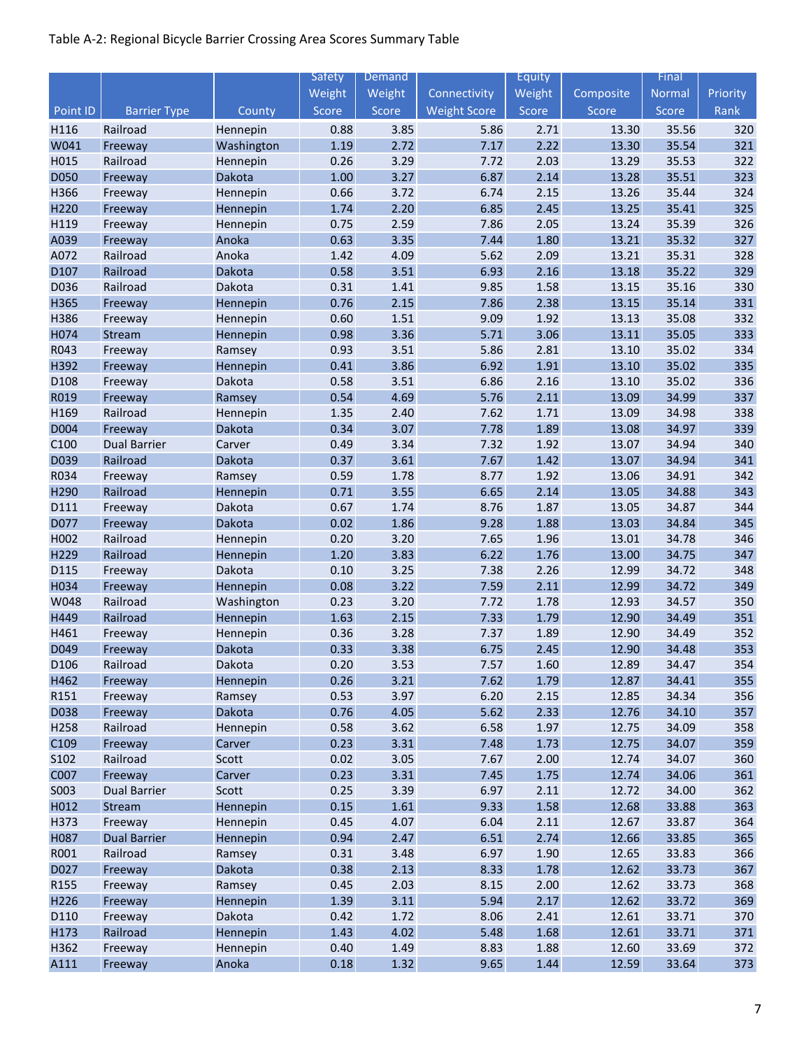Table A-2: Regional Bicycle Barrier Crossing Area Scores Summary Table

| Point ID | Barrier Type | County | Safety Weight Score | Demand Weight Score | Connectivity Weight Score | Equity Weight Score | Composite Score | Final Normal Score | Priority Rank |
|---|---|---|---|---|---|---|---|---|---|
| H116 | Railroad | Hennepin | 0.88 | 3.85 | 5.86 | 2.71 | 13.30 | 35.56 | 320 |
| W041 | Freeway | Washington | 1.19 | 2.72 | 7.17 | 2.22 | 13.30 | 35.54 | 321 |
| H015 | Railroad | Hennepin | 0.26 | 3.29 | 7.72 | 2.03 | 13.29 | 35.53 | 322 |
| D050 | Freeway | Dakota | 1.00 | 3.27 | 6.87 | 2.14 | 13.28 | 35.51 | 323 |
| H366 | Freeway | Hennepin | 0.66 | 3.72 | 6.74 | 2.15 | 13.26 | 35.44 | 324 |
| H220 | Freeway | Hennepin | 1.74 | 2.20 | 6.85 | 2.45 | 13.25 | 35.41 | 325 |
| H119 | Freeway | Hennepin | 0.75 | 2.59 | 7.86 | 2.05 | 13.24 | 35.39 | 326 |
| A039 | Freeway | Anoka | 0.63 | 3.35 | 7.44 | 1.80 | 13.21 | 35.32 | 327 |
| A072 | Railroad | Anoka | 1.42 | 4.09 | 5.62 | 2.09 | 13.21 | 35.31 | 328 |
| D107 | Railroad | Dakota | 0.58 | 3.51 | 6.93 | 2.16 | 13.18 | 35.22 | 329 |
| D036 | Railroad | Dakota | 0.31 | 1.41 | 9.85 | 1.58 | 13.15 | 35.16 | 330 |
| H365 | Freeway | Hennepin | 0.76 | 2.15 | 7.86 | 2.38 | 13.15 | 35.14 | 331 |
| H386 | Freeway | Hennepin | 0.60 | 1.51 | 9.09 | 1.92 | 13.13 | 35.08 | 332 |
| H074 | Stream | Hennepin | 0.98 | 3.36 | 5.71 | 3.06 | 13.11 | 35.05 | 333 |
| R043 | Freeway | Ramsey | 0.93 | 3.51 | 5.86 | 2.81 | 13.10 | 35.02 | 334 |
| H392 | Freeway | Hennepin | 0.41 | 3.86 | 6.92 | 1.91 | 13.10 | 35.02 | 335 |
| D108 | Freeway | Dakota | 0.58 | 3.51 | 6.86 | 2.16 | 13.10 | 35.02 | 336 |
| R019 | Freeway | Ramsey | 0.54 | 4.69 | 5.76 | 2.11 | 13.09 | 34.99 | 337 |
| H169 | Railroad | Hennepin | 1.35 | 2.40 | 7.62 | 1.71 | 13.09 | 34.98 | 338 |
| D004 | Freeway | Dakota | 0.34 | 3.07 | 7.78 | 1.89 | 13.08 | 34.97 | 339 |
| C100 | Dual Barrier | Carver | 0.49 | 3.34 | 7.32 | 1.92 | 13.07 | 34.94 | 340 |
| D039 | Railroad | Dakota | 0.37 | 3.61 | 7.67 | 1.42 | 13.07 | 34.94 | 341 |
| R034 | Freeway | Ramsey | 0.59 | 1.78 | 8.77 | 1.92 | 13.06 | 34.91 | 342 |
| H290 | Railroad | Hennepin | 0.71 | 3.55 | 6.65 | 2.14 | 13.05 | 34.88 | 343 |
| D111 | Freeway | Dakota | 0.67 | 1.74 | 8.76 | 1.87 | 13.05 | 34.87 | 344 |
| D077 | Freeway | Dakota | 0.02 | 1.86 | 9.28 | 1.88 | 13.03 | 34.84 | 345 |
| H002 | Railroad | Hennepin | 0.20 | 3.20 | 7.65 | 1.96 | 13.01 | 34.78 | 346 |
| H229 | Railroad | Hennepin | 1.20 | 3.83 | 6.22 | 1.76 | 13.00 | 34.75 | 347 |
| D115 | Freeway | Dakota | 0.10 | 3.25 | 7.38 | 2.26 | 12.99 | 34.72 | 348 |
| H034 | Freeway | Hennepin | 0.08 | 3.22 | 7.59 | 2.11 | 12.99 | 34.72 | 349 |
| W048 | Railroad | Washington | 0.23 | 3.20 | 7.72 | 1.78 | 12.93 | 34.57 | 350 |
| H449 | Railroad | Hennepin | 1.63 | 2.15 | 7.33 | 1.79 | 12.90 | 34.49 | 351 |
| H461 | Freeway | Hennepin | 0.36 | 3.28 | 7.37 | 1.89 | 12.90 | 34.49 | 352 |
| D049 | Freeway | Dakota | 0.33 | 3.38 | 6.75 | 2.45 | 12.90 | 34.48 | 353 |
| D106 | Railroad | Dakota | 0.20 | 3.53 | 7.57 | 1.60 | 12.89 | 34.47 | 354 |
| H462 | Freeway | Hennepin | 0.26 | 3.21 | 7.62 | 1.79 | 12.87 | 34.41 | 355 |
| R151 | Freeway | Ramsey | 0.53 | 3.97 | 6.20 | 2.15 | 12.85 | 34.34 | 356 |
| D038 | Freeway | Dakota | 0.76 | 4.05 | 5.62 | 2.33 | 12.76 | 34.10 | 357 |
| H258 | Railroad | Hennepin | 0.58 | 3.62 | 6.58 | 1.97 | 12.75 | 34.09 | 358 |
| C109 | Freeway | Carver | 0.23 | 3.31 | 7.48 | 1.73 | 12.75 | 34.07 | 359 |
| S102 | Railroad | Scott | 0.02 | 3.05 | 7.67 | 2.00 | 12.74 | 34.07 | 360 |
| C007 | Freeway | Carver | 0.23 | 3.31 | 7.45 | 1.75 | 12.74 | 34.06 | 361 |
| S003 | Dual Barrier | Scott | 0.25 | 3.39 | 6.97 | 2.11 | 12.72 | 34.00 | 362 |
| H012 | Stream | Hennepin | 0.15 | 1.61 | 9.33 | 1.58 | 12.68 | 33.88 | 363 |
| H373 | Freeway | Hennepin | 0.45 | 4.07 | 6.04 | 2.11 | 12.67 | 33.87 | 364 |
| H087 | Dual Barrier | Hennepin | 0.94 | 2.47 | 6.51 | 2.74 | 12.66 | 33.85 | 365 |
| R001 | Railroad | Ramsey | 0.31 | 3.48 | 6.97 | 1.90 | 12.65 | 33.83 | 366 |
| D027 | Freeway | Dakota | 0.38 | 2.13 | 8.33 | 1.78 | 12.62 | 33.73 | 367 |
| R155 | Freeway | Ramsey | 0.45 | 2.03 | 8.15 | 2.00 | 12.62 | 33.73 | 368 |
| H226 | Freeway | Hennepin | 1.39 | 3.11 | 5.94 | 2.17 | 12.62 | 33.72 | 369 |
| D110 | Freeway | Dakota | 0.42 | 1.72 | 8.06 | 2.41 | 12.61 | 33.71 | 370 |
| H173 | Railroad | Hennepin | 1.43 | 4.02 | 5.48 | 1.68 | 12.61 | 33.71 | 371 |
| H362 | Freeway | Hennepin | 0.40 | 1.49 | 8.83 | 1.88 | 12.60 | 33.69 | 372 |
| A111 | Freeway | Anoka | 0.18 | 1.32 | 9.65 | 1.44 | 12.59 | 33.64 | 373 |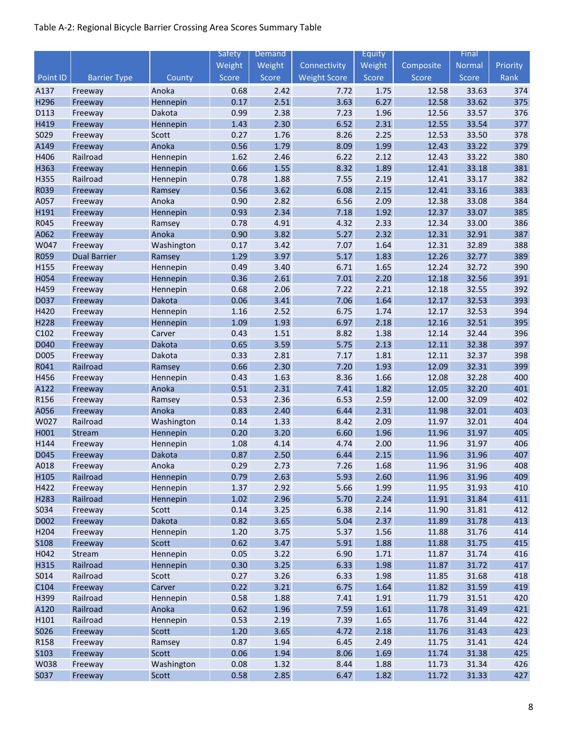Table A-2: Regional Bicycle Barrier Crossing Area Scores Summary Table

| Point ID | Barrier Type | County | Safety Weight Score | Demand Weight Score | Connectivity Weight Score | Equity Weight Score | Composite Score | Final Normal Score | Priority Rank |
|---|---|---|---|---|---|---|---|---|---|
| A137 | Freeway | Anoka | 0.68 | 2.42 | 7.72 | 1.75 | 12.58 | 33.63 | 374 |
| H296 | Freeway | Hennepin | 0.17 | 2.51 | 3.63 | 6.27 | 12.58 | 33.62 | 375 |
| D113 | Freeway | Dakota | 0.99 | 2.38 | 7.23 | 1.96 | 12.56 | 33.57 | 376 |
| H419 | Freeway | Hennepin | 1.43 | 2.30 | 6.52 | 2.31 | 12.55 | 33.54 | 377 |
| S029 | Freeway | Scott | 0.27 | 1.76 | 8.26 | 2.25 | 12.53 | 33.50 | 378 |
| A149 | Freeway | Anoka | 0.56 | 1.79 | 8.09 | 1.99 | 12.43 | 33.22 | 379 |
| H406 | Railroad | Hennepin | 1.62 | 2.46 | 6.22 | 2.12 | 12.43 | 33.22 | 380 |
| H363 | Freeway | Hennepin | 0.66 | 1.55 | 8.32 | 1.89 | 12.41 | 33.18 | 381 |
| H355 | Railroad | Hennepin | 0.78 | 1.88 | 7.55 | 2.19 | 12.41 | 33.17 | 382 |
| R039 | Freeway | Ramsey | 0.56 | 3.62 | 6.08 | 2.15 | 12.41 | 33.16 | 383 |
| A057 | Freeway | Anoka | 0.90 | 2.82 | 6.56 | 2.09 | 12.38 | 33.08 | 384 |
| H191 | Freeway | Hennepin | 0.93 | 2.34 | 7.18 | 1.92 | 12.37 | 33.07 | 385 |
| R045 | Freeway | Ramsey | 0.78 | 4.91 | 4.32 | 2.33 | 12.34 | 33.00 | 386 |
| A062 | Freeway | Anoka | 0.90 | 3.82 | 5.27 | 2.32 | 12.31 | 32.91 | 387 |
| W047 | Freeway | Washington | 0.17 | 3.42 | 7.07 | 1.64 | 12.31 | 32.89 | 388 |
| R059 | Dual Barrier | Ramsey | 1.29 | 3.97 | 5.17 | 1.83 | 12.26 | 32.77 | 389 |
| H155 | Freeway | Hennepin | 0.49 | 3.40 | 6.71 | 1.65 | 12.24 | 32.72 | 390 |
| H054 | Freeway | Hennepin | 0.36 | 2.61 | 7.01 | 2.20 | 12.18 | 32.56 | 391 |
| H459 | Freeway | Hennepin | 0.68 | 2.06 | 7.22 | 2.21 | 12.18 | 32.55 | 392 |
| D037 | Freeway | Dakota | 0.06 | 3.41 | 7.06 | 1.64 | 12.17 | 32.53 | 393 |
| H420 | Freeway | Hennepin | 1.16 | 2.52 | 6.75 | 1.74 | 12.17 | 32.53 | 394 |
| H228 | Freeway | Hennepin | 1.09 | 1.93 | 6.97 | 2.18 | 12.16 | 32.51 | 395 |
| C102 | Freeway | Carver | 0.43 | 1.51 | 8.82 | 1.38 | 12.14 | 32.44 | 396 |
| D040 | Freeway | Dakota | 0.65 | 3.59 | 5.75 | 2.13 | 12.11 | 32.38 | 397 |
| D005 | Freeway | Dakota | 0.33 | 2.81 | 7.17 | 1.81 | 12.11 | 32.37 | 398 |
| R041 | Railroad | Ramsey | 0.66 | 2.30 | 7.20 | 1.93 | 12.09 | 32.31 | 399 |
| H456 | Freeway | Hennepin | 0.43 | 1.63 | 8.36 | 1.66 | 12.08 | 32.28 | 400 |
| A122 | Freeway | Anoka | 0.51 | 2.31 | 7.41 | 1.82 | 12.05 | 32.20 | 401 |
| R156 | Freeway | Ramsey | 0.53 | 2.36 | 6.53 | 2.59 | 12.00 | 32.09 | 402 |
| A056 | Freeway | Anoka | 0.83 | 2.40 | 6.44 | 2.31 | 11.98 | 32.01 | 403 |
| W027 | Railroad | Washington | 0.14 | 1.33 | 8.42 | 2.09 | 11.97 | 32.01 | 404 |
| H001 | Stream | Hennepin | 0.20 | 3.20 | 6.60 | 1.96 | 11.96 | 31.97 | 405 |
| H144 | Freeway | Hennepin | 1.08 | 4.14 | 4.74 | 2.00 | 11.96 | 31.97 | 406 |
| D045 | Freeway | Dakota | 0.87 | 2.50 | 6.44 | 2.15 | 11.96 | 31.96 | 407 |
| A018 | Freeway | Anoka | 0.29 | 2.73 | 7.26 | 1.68 | 11.96 | 31.96 | 408 |
| H105 | Railroad | Hennepin | 0.79 | 2.63 | 5.93 | 2.60 | 11.96 | 31.96 | 409 |
| H422 | Freeway | Hennepin | 1.37 | 2.92 | 5.66 | 1.99 | 11.95 | 31.93 | 410 |
| H283 | Railroad | Hennepin | 1.02 | 2.96 | 5.70 | 2.24 | 11.91 | 31.84 | 411 |
| S034 | Freeway | Scott | 0.14 | 3.25 | 6.38 | 2.14 | 11.90 | 31.81 | 412 |
| D002 | Freeway | Dakota | 0.82 | 3.65 | 5.04 | 2.37 | 11.89 | 31.78 | 413 |
| H204 | Freeway | Hennepin | 1.20 | 3.75 | 5.37 | 1.56 | 11.88 | 31.76 | 414 |
| S108 | Freeway | Scott | 0.62 | 3.47 | 5.91 | 1.88 | 11.88 | 31.75 | 415 |
| H042 | Stream | Hennepin | 0.05 | 3.22 | 6.90 | 1.71 | 11.87 | 31.74 | 416 |
| H315 | Railroad | Hennepin | 0.30 | 3.25 | 6.33 | 1.98 | 11.87 | 31.72 | 417 |
| S014 | Railroad | Scott | 0.27 | 3.26 | 6.33 | 1.98 | 11.85 | 31.68 | 418 |
| C104 | Freeway | Carver | 0.22 | 3.21 | 6.75 | 1.64 | 11.82 | 31.59 | 419 |
| H399 | Railroad | Hennepin | 0.58 | 1.88 | 7.41 | 1.91 | 11.79 | 31.51 | 420 |
| A120 | Railroad | Anoka | 0.62 | 1.96 | 7.59 | 1.61 | 11.78 | 31.49 | 421 |
| H101 | Railroad | Hennepin | 0.53 | 2.19 | 7.39 | 1.65 | 11.76 | 31.44 | 422 |
| S026 | Freeway | Scott | 1.20 | 3.65 | 4.72 | 2.18 | 11.76 | 31.43 | 423 |
| R158 | Freeway | Ramsey | 0.87 | 1.94 | 6.45 | 2.49 | 11.75 | 31.41 | 424 |
| S103 | Freeway | Scott | 0.06 | 1.94 | 8.06 | 1.69 | 11.74 | 31.38 | 425 |
| W038 | Freeway | Washington | 0.08 | 1.32 | 8.44 | 1.88 | 11.73 | 31.34 | 426 |
| S037 | Freeway | Scott | 0.58 | 2.85 | 6.47 | 1.82 | 11.72 | 31.33 | 427 |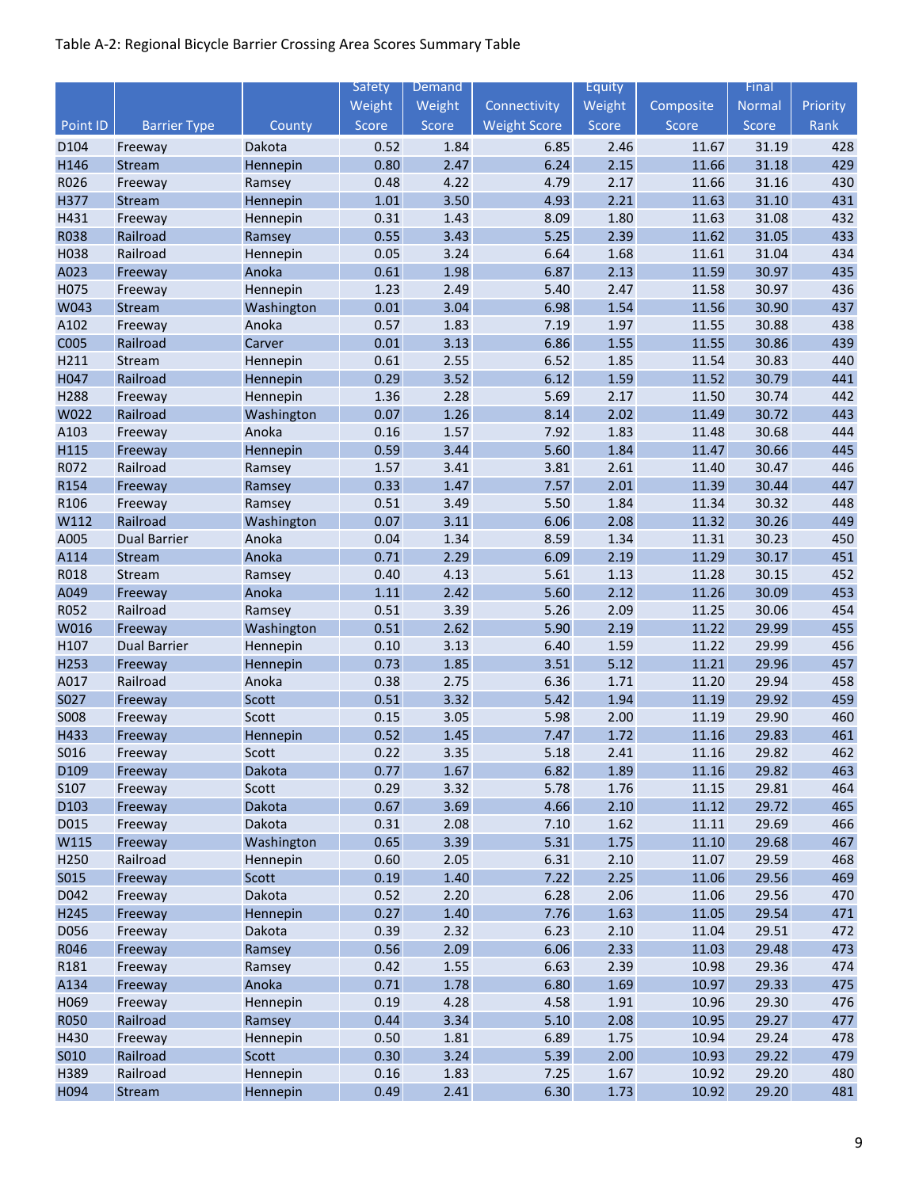Table A-2: Regional Bicycle Barrier Crossing Area Scores Summary Table

| Point ID | Barrier Type | County | Safety Weight Score | Demand Weight Score | Connectivity Weight Score | Equity Weight Score | Composite Score | Final Normal Score | Priority Rank |
|---|---|---|---|---|---|---|---|---|---|
| D104 | Freeway | Dakota | 0.52 | 1.84 | 6.85 | 2.46 | 11.67 | 31.19 | 428 |
| H146 | Stream | Hennepin | 0.80 | 2.47 | 6.24 | 2.15 | 11.66 | 31.18 | 429 |
| R026 | Freeway | Ramsey | 0.48 | 4.22 | 4.79 | 2.17 | 11.66 | 31.16 | 430 |
| H377 | Stream | Hennepin | 1.01 | 3.50 | 4.93 | 2.21 | 11.63 | 31.10 | 431 |
| H431 | Freeway | Hennepin | 0.31 | 1.43 | 8.09 | 1.80 | 11.63 | 31.08 | 432 |
| R038 | Railroad | Ramsey | 0.55 | 3.43 | 5.25 | 2.39 | 11.62 | 31.05 | 433 |
| H038 | Railroad | Hennepin | 0.05 | 3.24 | 6.64 | 1.68 | 11.61 | 31.04 | 434 |
| A023 | Freeway | Anoka | 0.61 | 1.98 | 6.87 | 2.13 | 11.59 | 30.97 | 435 |
| H075 | Freeway | Hennepin | 1.23 | 2.49 | 5.40 | 2.47 | 11.58 | 30.97 | 436 |
| W043 | Stream | Washington | 0.01 | 3.04 | 6.98 | 1.54 | 11.56 | 30.90 | 437 |
| A102 | Freeway | Anoka | 0.57 | 1.83 | 7.19 | 1.97 | 11.55 | 30.88 | 438 |
| C005 | Railroad | Carver | 0.01 | 3.13 | 6.86 | 1.55 | 11.55 | 30.86 | 439 |
| H211 | Stream | Hennepin | 0.61 | 2.55 | 6.52 | 1.85 | 11.54 | 30.83 | 440 |
| H047 | Railroad | Hennepin | 0.29 | 3.52 | 6.12 | 1.59 | 11.52 | 30.79 | 441 |
| H288 | Freeway | Hennepin | 1.36 | 2.28 | 5.69 | 2.17 | 11.50 | 30.74 | 442 |
| W022 | Railroad | Washington | 0.07 | 1.26 | 8.14 | 2.02 | 11.49 | 30.72 | 443 |
| A103 | Freeway | Anoka | 0.16 | 1.57 | 7.92 | 1.83 | 11.48 | 30.68 | 444 |
| H115 | Freeway | Hennepin | 0.59 | 3.44 | 5.60 | 1.84 | 11.47 | 30.66 | 445 |
| R072 | Railroad | Ramsey | 1.57 | 3.41 | 3.81 | 2.61 | 11.40 | 30.47 | 446 |
| R154 | Freeway | Ramsey | 0.33 | 1.47 | 7.57 | 2.01 | 11.39 | 30.44 | 447 |
| R106 | Freeway | Ramsey | 0.51 | 3.49 | 5.50 | 1.84 | 11.34 | 30.32 | 448 |
| W112 | Railroad | Washington | 0.07 | 3.11 | 6.06 | 2.08 | 11.32 | 30.26 | 449 |
| A005 | Dual Barrier | Anoka | 0.04 | 1.34 | 8.59 | 1.34 | 11.31 | 30.23 | 450 |
| A114 | Stream | Anoka | 0.71 | 2.29 | 6.09 | 2.19 | 11.29 | 30.17 | 451 |
| R018 | Stream | Ramsey | 0.40 | 4.13 | 5.61 | 1.13 | 11.28 | 30.15 | 452 |
| A049 | Freeway | Anoka | 1.11 | 2.42 | 5.60 | 2.12 | 11.26 | 30.09 | 453 |
| R052 | Railroad | Ramsey | 0.51 | 3.39 | 5.26 | 2.09 | 11.25 | 30.06 | 454 |
| W016 | Freeway | Washington | 0.51 | 2.62 | 5.90 | 2.19 | 11.22 | 29.99 | 455 |
| H107 | Dual Barrier | Hennepin | 0.10 | 3.13 | 6.40 | 1.59 | 11.22 | 29.99 | 456 |
| H253 | Freeway | Hennepin | 0.73 | 1.85 | 3.51 | 5.12 | 11.21 | 29.96 | 457 |
| A017 | Railroad | Anoka | 0.38 | 2.75 | 6.36 | 1.71 | 11.20 | 29.94 | 458 |
| S027 | Freeway | Scott | 0.51 | 3.32 | 5.42 | 1.94 | 11.19 | 29.92 | 459 |
| S008 | Freeway | Scott | 0.15 | 3.05 | 5.98 | 2.00 | 11.19 | 29.90 | 460 |
| H433 | Freeway | Hennepin | 0.52 | 1.45 | 7.47 | 1.72 | 11.16 | 29.83 | 461 |
| S016 | Freeway | Scott | 0.22 | 3.35 | 5.18 | 2.41 | 11.16 | 29.82 | 462 |
| D109 | Freeway | Dakota | 0.77 | 1.67 | 6.82 | 1.89 | 11.16 | 29.82 | 463 |
| S107 | Freeway | Scott | 0.29 | 3.32 | 5.78 | 1.76 | 11.15 | 29.81 | 464 |
| D103 | Freeway | Dakota | 0.67 | 3.69 | 4.66 | 2.10 | 11.12 | 29.72 | 465 |
| D015 | Freeway | Dakota | 0.31 | 2.08 | 7.10 | 1.62 | 11.11 | 29.69 | 466 |
| W115 | Freeway | Washington | 0.65 | 3.39 | 5.31 | 1.75 | 11.10 | 29.68 | 467 |
| H250 | Railroad | Hennepin | 0.60 | 2.05 | 6.31 | 2.10 | 11.07 | 29.59 | 468 |
| S015 | Freeway | Scott | 0.19 | 1.40 | 7.22 | 2.25 | 11.06 | 29.56 | 469 |
| D042 | Freeway | Dakota | 0.52 | 2.20 | 6.28 | 2.06 | 11.06 | 29.56 | 470 |
| H245 | Freeway | Hennepin | 0.27 | 1.40 | 7.76 | 1.63 | 11.05 | 29.54 | 471 |
| D056 | Freeway | Dakota | 0.39 | 2.32 | 6.23 | 2.10 | 11.04 | 29.51 | 472 |
| R046 | Freeway | Ramsey | 0.56 | 2.09 | 6.06 | 2.33 | 11.03 | 29.48 | 473 |
| R181 | Freeway | Ramsey | 0.42 | 1.55 | 6.63 | 2.39 | 10.98 | 29.36 | 474 |
| A134 | Freeway | Anoka | 0.71 | 1.78 | 6.80 | 1.69 | 10.97 | 29.33 | 475 |
| H069 | Freeway | Hennepin | 0.19 | 4.28 | 4.58 | 1.91 | 10.96 | 29.30 | 476 |
| R050 | Railroad | Ramsey | 0.44 | 3.34 | 5.10 | 2.08 | 10.95 | 29.27 | 477 |
| H430 | Freeway | Hennepin | 0.50 | 1.81 | 6.89 | 1.75 | 10.94 | 29.24 | 478 |
| S010 | Railroad | Scott | 0.30 | 3.24 | 5.39 | 2.00 | 10.93 | 29.22 | 479 |
| H389 | Railroad | Hennepin | 0.16 | 1.83 | 7.25 | 1.67 | 10.92 | 29.20 | 480 |
| H094 | Stream | Hennepin | 0.49 | 2.41 | 6.30 | 1.73 | 10.92 | 29.20 | 481 |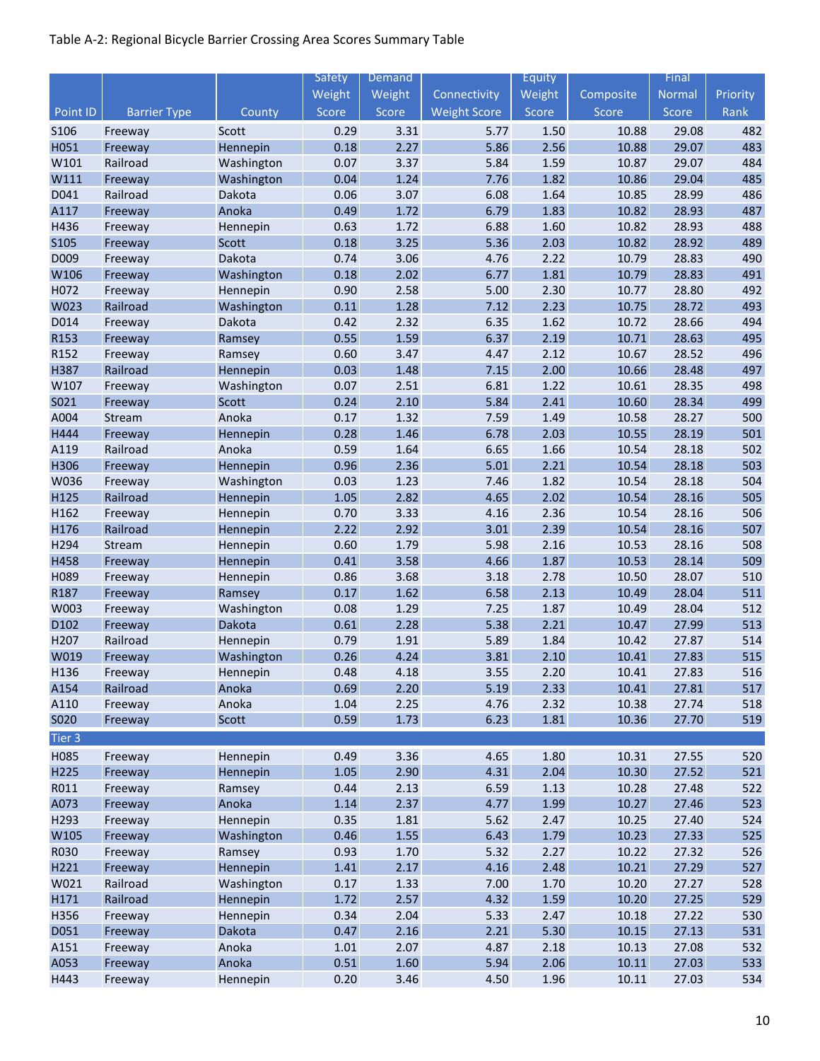Table A-2: Regional Bicycle Barrier Crossing Area Scores Summary Table

| Point ID | Barrier Type | County | Safety Weight Score | Demand Weight Score | Connectivity Weight Score | Equity Weight Score | Composite Score | Final Normal Score | Priority Rank |
|---|---|---|---|---|---|---|---|---|---|
| S106 | Freeway | Scott | 0.29 | 3.31 | 5.77 | 1.50 | 10.88 | 29.08 | 482 |
| H051 | Freeway | Hennepin | 0.18 | 2.27 | 5.86 | 2.56 | 10.88 | 29.07 | 483 |
| W101 | Railroad | Washington | 0.07 | 3.37 | 5.84 | 1.59 | 10.87 | 29.07 | 484 |
| W111 | Freeway | Washington | 0.04 | 1.24 | 7.76 | 1.82 | 10.86 | 29.04 | 485 |
| D041 | Railroad | Dakota | 0.06 | 3.07 | 6.08 | 1.64 | 10.85 | 28.99 | 486 |
| A117 | Freeway | Anoka | 0.49 | 1.72 | 6.79 | 1.83 | 10.82 | 28.93 | 487 |
| H436 | Freeway | Hennepin | 0.63 | 1.72 | 6.88 | 1.60 | 10.82 | 28.93 | 488 |
| S105 | Freeway | Scott | 0.18 | 3.25 | 5.36 | 2.03 | 10.82 | 28.92 | 489 |
| D009 | Freeway | Dakota | 0.74 | 3.06 | 4.76 | 2.22 | 10.79 | 28.83 | 490 |
| W106 | Freeway | Washington | 0.18 | 2.02 | 6.77 | 1.81 | 10.79 | 28.83 | 491 |
| H072 | Freeway | Hennepin | 0.90 | 2.58 | 5.00 | 2.30 | 10.77 | 28.80 | 492 |
| W023 | Railroad | Washington | 0.11 | 1.28 | 7.12 | 2.23 | 10.75 | 28.72 | 493 |
| D014 | Freeway | Dakota | 0.42 | 2.32 | 6.35 | 1.62 | 10.72 | 28.66 | 494 |
| R153 | Freeway | Ramsey | 0.55 | 1.59 | 6.37 | 2.19 | 10.71 | 28.63 | 495 |
| R152 | Freeway | Ramsey | 0.60 | 3.47 | 4.47 | 2.12 | 10.67 | 28.52 | 496 |
| H387 | Railroad | Hennepin | 0.03 | 1.48 | 7.15 | 2.00 | 10.66 | 28.48 | 497 |
| W107 | Freeway | Washington | 0.07 | 2.51 | 6.81 | 1.22 | 10.61 | 28.35 | 498 |
| S021 | Freeway | Scott | 0.24 | 2.10 | 5.84 | 2.41 | 10.60 | 28.34 | 499 |
| A004 | Stream | Anoka | 0.17 | 1.32 | 7.59 | 1.49 | 10.58 | 28.27 | 500 |
| H444 | Freeway | Hennepin | 0.28 | 1.46 | 6.78 | 2.03 | 10.55 | 28.19 | 501 |
| A119 | Railroad | Anoka | 0.59 | 1.64 | 6.65 | 1.66 | 10.54 | 28.18 | 502 |
| H306 | Freeway | Hennepin | 0.96 | 2.36 | 5.01 | 2.21 | 10.54 | 28.18 | 503 |
| W036 | Freeway | Washington | 0.03 | 1.23 | 7.46 | 1.82 | 10.54 | 28.18 | 504 |
| H125 | Railroad | Hennepin | 1.05 | 2.82 | 4.65 | 2.02 | 10.54 | 28.16 | 505 |
| H162 | Freeway | Hennepin | 0.70 | 3.33 | 4.16 | 2.36 | 10.54 | 28.16 | 506 |
| H176 | Railroad | Hennepin | 2.22 | 2.92 | 3.01 | 2.39 | 10.54 | 28.16 | 507 |
| H294 | Stream | Hennepin | 0.60 | 1.79 | 5.98 | 2.16 | 10.53 | 28.16 | 508 |
| H458 | Freeway | Hennepin | 0.41 | 3.58 | 4.66 | 1.87 | 10.53 | 28.14 | 509 |
| H089 | Freeway | Hennepin | 0.86 | 3.68 | 3.18 | 2.78 | 10.50 | 28.07 | 510 |
| R187 | Freeway | Ramsey | 0.17 | 1.62 | 6.58 | 2.13 | 10.49 | 28.04 | 511 |
| W003 | Freeway | Washington | 0.08 | 1.29 | 7.25 | 1.87 | 10.49 | 28.04 | 512 |
| D102 | Freeway | Dakota | 0.61 | 2.28 | 5.38 | 2.21 | 10.47 | 27.99 | 513 |
| H207 | Railroad | Hennepin | 0.79 | 1.91 | 5.89 | 1.84 | 10.42 | 27.87 | 514 |
| W019 | Freeway | Washington | 0.26 | 4.24 | 3.81 | 2.10 | 10.41 | 27.83 | 515 |
| H136 | Freeway | Hennepin | 0.48 | 4.18 | 3.55 | 2.20 | 10.41 | 27.83 | 516 |
| A154 | Railroad | Anoka | 0.69 | 2.20 | 5.19 | 2.33 | 10.41 | 27.81 | 517 |
| A110 | Freeway | Anoka | 1.04 | 2.25 | 4.76 | 2.32 | 10.38 | 27.74 | 518 |
| S020 | Freeway | Scott | 0.59 | 1.73 | 6.23 | 1.81 | 10.36 | 27.70 | 519 |
| Tier 3 | | | | | | | | | |
| H085 | Freeway | Hennepin | 0.49 | 3.36 | 4.65 | 1.80 | 10.31 | 27.55 | 520 |
| H225 | Freeway | Hennepin | 1.05 | 2.90 | 4.31 | 2.04 | 10.30 | 27.52 | 521 |
| R011 | Freeway | Ramsey | 0.44 | 2.13 | 6.59 | 1.13 | 10.28 | 27.48 | 522 |
| A073 | Freeway | Anoka | 1.14 | 2.37 | 4.77 | 1.99 | 10.27 | 27.46 | 523 |
| H293 | Freeway | Hennepin | 0.35 | 1.81 | 5.62 | 2.47 | 10.25 | 27.40 | 524 |
| W105 | Freeway | Washington | 0.46 | 1.55 | 6.43 | 1.79 | 10.23 | 27.33 | 525 |
| R030 | Freeway | Ramsey | 0.93 | 1.70 | 5.32 | 2.27 | 10.22 | 27.32 | 526 |
| H221 | Freeway | Hennepin | 1.41 | 2.17 | 4.16 | 2.48 | 10.21 | 27.29 | 527 |
| W021 | Railroad | Washington | 0.17 | 1.33 | 7.00 | 1.70 | 10.20 | 27.27 | 528 |
| H171 | Railroad | Hennepin | 1.72 | 2.57 | 4.32 | 1.59 | 10.20 | 27.25 | 529 |
| H356 | Freeway | Hennepin | 0.34 | 2.04 | 5.33 | 2.47 | 10.18 | 27.22 | 530 |
| D051 | Freeway | Dakota | 0.47 | 2.16 | 2.21 | 5.30 | 10.15 | 27.13 | 531 |
| A151 | Freeway | Anoka | 1.01 | 2.07 | 4.87 | 2.18 | 10.13 | 27.08 | 532 |
| A053 | Freeway | Anoka | 0.51 | 1.60 | 5.94 | 2.06 | 10.11 | 27.03 | 533 |
| H443 | Freeway | Hennepin | 0.20 | 3.46 | 4.50 | 1.96 | 10.11 | 27.03 | 534 |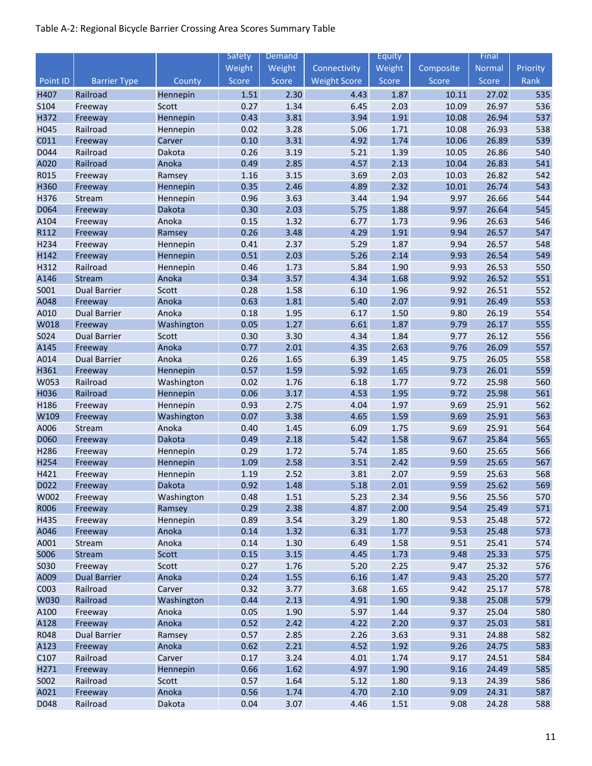Table A-2: Regional Bicycle Barrier Crossing Area Scores Summary Table

| Point ID | Barrier Type | County | Safety Weight Score | Demand Weight Score | Connectivity Weight Score | Equity Weight Score | Composite Score | Final Normal Score | Priority Rank |
|---|---|---|---|---|---|---|---|---|---|
| H407 | Railroad | Hennepin | 1.51 | 2.30 | 4.43 | 1.87 | 10.11 | 27.02 | 535 |
| S104 | Freeway | Scott | 0.27 | 1.34 | 6.45 | 2.03 | 10.09 | 26.97 | 536 |
| H372 | Freeway | Hennepin | 0.43 | 3.81 | 3.94 | 1.91 | 10.08 | 26.94 | 537 |
| H045 | Railroad | Hennepin | 0.02 | 3.28 | 5.06 | 1.71 | 10.08 | 26.93 | 538 |
| C011 | Freeway | Carver | 0.10 | 3.31 | 4.92 | 1.74 | 10.06 | 26.89 | 539 |
| D044 | Railroad | Dakota | 0.26 | 3.19 | 5.21 | 1.39 | 10.05 | 26.86 | 540 |
| A020 | Railroad | Anoka | 0.49 | 2.85 | 4.57 | 2.13 | 10.04 | 26.83 | 541 |
| R015 | Freeway | Ramsey | 1.16 | 3.15 | 3.69 | 2.03 | 10.03 | 26.82 | 542 |
| H360 | Freeway | Hennepin | 0.35 | 2.46 | 4.89 | 2.32 | 10.01 | 26.74 | 543 |
| H376 | Stream | Hennepin | 0.96 | 3.63 | 3.44 | 1.94 | 9.97 | 26.66 | 544 |
| D064 | Freeway | Dakota | 0.30 | 2.03 | 5.75 | 1.88 | 9.97 | 26.64 | 545 |
| A104 | Freeway | Anoka | 0.15 | 1.32 | 6.77 | 1.73 | 9.96 | 26.63 | 546 |
| R112 | Freeway | Ramsey | 0.26 | 3.48 | 4.29 | 1.91 | 9.94 | 26.57 | 547 |
| H234 | Freeway | Hennepin | 0.41 | 2.37 | 5.29 | 1.87 | 9.94 | 26.57 | 548 |
| H142 | Freeway | Hennepin | 0.51 | 2.03 | 5.26 | 2.14 | 9.93 | 26.54 | 549 |
| H312 | Railroad | Hennepin | 0.46 | 1.73 | 5.84 | 1.90 | 9.93 | 26.53 | 550 |
| A146 | Stream | Anoka | 0.34 | 3.57 | 4.34 | 1.68 | 9.92 | 26.52 | 551 |
| S001 | Dual Barrier | Scott | 0.28 | 1.58 | 6.10 | 1.96 | 9.92 | 26.51 | 552 |
| A048 | Freeway | Anoka | 0.63 | 1.81 | 5.40 | 2.07 | 9.91 | 26.49 | 553 |
| A010 | Dual Barrier | Anoka | 0.18 | 1.95 | 6.17 | 1.50 | 9.80 | 26.19 | 554 |
| W018 | Freeway | Washington | 0.05 | 1.27 | 6.61 | 1.87 | 9.79 | 26.17 | 555 |
| S024 | Dual Barrier | Scott | 0.30 | 3.30 | 4.34 | 1.84 | 9.77 | 26.12 | 556 |
| A145 | Freeway | Anoka | 0.77 | 2.01 | 4.35 | 2.63 | 9.76 | 26.09 | 557 |
| A014 | Dual Barrier | Anoka | 0.26 | 1.65 | 6.39 | 1.45 | 9.75 | 26.05 | 558 |
| H361 | Freeway | Hennepin | 0.57 | 1.59 | 5.92 | 1.65 | 9.73 | 26.01 | 559 |
| W053 | Railroad | Washington | 0.02 | 1.76 | 6.18 | 1.77 | 9.72 | 25.98 | 560 |
| H036 | Railroad | Hennepin | 0.06 | 3.17 | 4.53 | 1.95 | 9.72 | 25.98 | 561 |
| H186 | Freeway | Hennepin | 0.93 | 2.75 | 4.04 | 1.97 | 9.69 | 25.91 | 562 |
| W109 | Freeway | Washington | 0.07 | 3.38 | 4.65 | 1.59 | 9.69 | 25.91 | 563 |
| A006 | Stream | Anoka | 0.40 | 1.45 | 6.09 | 1.75 | 9.69 | 25.91 | 564 |
| D060 | Freeway | Dakota | 0.49 | 2.18 | 5.42 | 1.58 | 9.67 | 25.84 | 565 |
| H286 | Freeway | Hennepin | 0.29 | 1.72 | 5.74 | 1.85 | 9.60 | 25.65 | 566 |
| H254 | Freeway | Hennepin | 1.09 | 2.58 | 3.51 | 2.42 | 9.59 | 25.65 | 567 |
| H421 | Freeway | Hennepin | 1.19 | 2.52 | 3.81 | 2.07 | 9.59 | 25.63 | 568 |
| D022 | Freeway | Dakota | 0.92 | 1.48 | 5.18 | 2.01 | 9.59 | 25.62 | 569 |
| W002 | Freeway | Washington | 0.48 | 1.51 | 5.23 | 2.34 | 9.56 | 25.56 | 570 |
| R006 | Freeway | Ramsey | 0.29 | 2.38 | 4.87 | 2.00 | 9.54 | 25.49 | 571 |
| H435 | Freeway | Hennepin | 0.89 | 3.54 | 3.29 | 1.80 | 9.53 | 25.48 | 572 |
| A046 | Freeway | Anoka | 0.14 | 1.32 | 6.31 | 1.77 | 9.53 | 25.48 | 573 |
| A001 | Stream | Anoka | 0.14 | 1.30 | 6.49 | 1.58 | 9.51 | 25.41 | 574 |
| S006 | Stream | Scott | 0.15 | 3.15 | 4.45 | 1.73 | 9.48 | 25.33 | 575 |
| S030 | Freeway | Scott | 0.27 | 1.76 | 5.20 | 2.25 | 9.47 | 25.32 | 576 |
| A009 | Dual Barrier | Anoka | 0.24 | 1.55 | 6.16 | 1.47 | 9.43 | 25.20 | 577 |
| C003 | Railroad | Carver | 0.32 | 3.77 | 3.68 | 1.65 | 9.42 | 25.17 | 578 |
| W030 | Railroad | Washington | 0.44 | 2.13 | 4.91 | 1.90 | 9.38 | 25.08 | 579 |
| A100 | Freeway | Anoka | 0.05 | 1.90 | 5.97 | 1.44 | 9.37 | 25.04 | 580 |
| A128 | Freeway | Anoka | 0.52 | 2.42 | 4.22 | 2.20 | 9.37 | 25.03 | 581 |
| R048 | Dual Barrier | Ramsey | 0.57 | 2.85 | 2.26 | 3.63 | 9.31 | 24.88 | 582 |
| A123 | Freeway | Anoka | 0.62 | 2.21 | 4.52 | 1.92 | 9.26 | 24.75 | 583 |
| C107 | Railroad | Carver | 0.17 | 3.24 | 4.01 | 1.74 | 9.17 | 24.51 | 584 |
| H271 | Freeway | Hennepin | 0.66 | 1.62 | 4.97 | 1.90 | 9.16 | 24.49 | 585 |
| S002 | Railroad | Scott | 0.57 | 1.64 | 5.12 | 1.80 | 9.13 | 24.39 | 586 |
| A021 | Freeway | Anoka | 0.56 | 1.74 | 4.70 | 2.10 | 9.09 | 24.31 | 587 |
| D048 | Railroad | Dakota | 0.04 | 3.07 | 4.46 | 1.51 | 9.08 | 24.28 | 588 |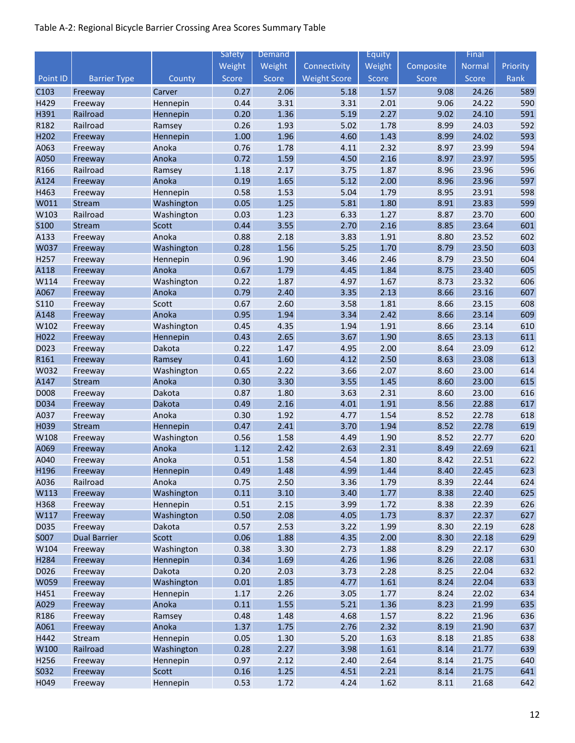Table A-2: Regional Bicycle Barrier Crossing Area Scores Summary Table

| Point ID | Barrier Type | County | Safety Weight Score | Demand Weight Score | Connectivity Weight Score | Equity Weight Score | Composite Score | Final Normal Score | Priority Rank |
|---|---|---|---|---|---|---|---|---|---|
| C103 | Freeway | Carver | 0.27 | 2.06 | 5.18 | 1.57 | 9.08 | 24.26 | 589 |
| H429 | Freeway | Hennepin | 0.44 | 3.31 | 3.31 | 2.01 | 9.06 | 24.22 | 590 |
| H391 | Railroad | Hennepin | 0.20 | 1.36 | 5.19 | 2.27 | 9.02 | 24.10 | 591 |
| R182 | Railroad | Ramsey | 0.26 | 1.93 | 5.02 | 1.78 | 8.99 | 24.03 | 592 |
| H202 | Freeway | Hennepin | 1.00 | 1.96 | 4.60 | 1.43 | 8.99 | 24.02 | 593 |
| A063 | Freeway | Anoka | 0.76 | 1.78 | 4.11 | 2.32 | 8.97 | 23.99 | 594 |
| A050 | Freeway | Anoka | 0.72 | 1.59 | 4.50 | 2.16 | 8.97 | 23.97 | 595 |
| R166 | Railroad | Ramsey | 1.18 | 2.17 | 3.75 | 1.87 | 8.96 | 23.96 | 596 |
| A124 | Freeway | Anoka | 0.19 | 1.65 | 5.12 | 2.00 | 8.96 | 23.96 | 597 |
| H463 | Freeway | Hennepin | 0.58 | 1.53 | 5.04 | 1.79 | 8.95 | 23.91 | 598 |
| W011 | Stream | Washington | 0.05 | 1.25 | 5.81 | 1.80 | 8.91 | 23.83 | 599 |
| W103 | Railroad | Washington | 0.03 | 1.23 | 6.33 | 1.27 | 8.87 | 23.70 | 600 |
| S100 | Stream | Scott | 0.44 | 3.55 | 2.70 | 2.16 | 8.85 | 23.64 | 601 |
| A133 | Freeway | Anoka | 0.88 | 2.18 | 3.83 | 1.91 | 8.80 | 23.52 | 602 |
| W037 | Freeway | Washington | 0.28 | 1.56 | 5.25 | 1.70 | 8.79 | 23.50 | 603 |
| H257 | Freeway | Hennepin | 0.96 | 1.90 | 3.46 | 2.46 | 8.79 | 23.50 | 604 |
| A118 | Freeway | Anoka | 0.67 | 1.79 | 4.45 | 1.84 | 8.75 | 23.40 | 605 |
| W114 | Freeway | Washington | 0.22 | 1.87 | 4.97 | 1.67 | 8.73 | 23.32 | 606 |
| A067 | Freeway | Anoka | 0.79 | 2.40 | 3.35 | 2.13 | 8.66 | 23.16 | 607 |
| S110 | Freeway | Scott | 0.67 | 2.60 | 3.58 | 1.81 | 8.66 | 23.15 | 608 |
| A148 | Freeway | Anoka | 0.95 | 1.94 | 3.34 | 2.42 | 8.66 | 23.14 | 609 |
| W102 | Freeway | Washington | 0.45 | 4.35 | 1.94 | 1.91 | 8.66 | 23.14 | 610 |
| H022 | Freeway | Hennepin | 0.43 | 2.65 | 3.67 | 1.90 | 8.65 | 23.13 | 611 |
| D023 | Freeway | Dakota | 0.22 | 1.47 | 4.95 | 2.00 | 8.64 | 23.09 | 612 |
| R161 | Freeway | Ramsey | 0.41 | 1.60 | 4.12 | 2.50 | 8.63 | 23.08 | 613 |
| W032 | Freeway | Washington | 0.65 | 2.22 | 3.66 | 2.07 | 8.60 | 23.00 | 614 |
| A147 | Stream | Anoka | 0.30 | 3.30 | 3.55 | 1.45 | 8.60 | 23.00 | 615 |
| D008 | Freeway | Dakota | 0.87 | 1.80 | 3.63 | 2.31 | 8.60 | 23.00 | 616 |
| D034 | Freeway | Dakota | 0.49 | 2.16 | 4.01 | 1.91 | 8.56 | 22.88 | 617 |
| A037 | Freeway | Anoka | 0.30 | 1.92 | 4.77 | 1.54 | 8.52 | 22.78 | 618 |
| H039 | Stream | Hennepin | 0.47 | 2.41 | 3.70 | 1.94 | 8.52 | 22.78 | 619 |
| W108 | Freeway | Washington | 0.56 | 1.58 | 4.49 | 1.90 | 8.52 | 22.77 | 620 |
| A069 | Freeway | Anoka | 1.12 | 2.42 | 2.63 | 2.31 | 8.49 | 22.69 | 621 |
| A040 | Freeway | Anoka | 0.51 | 1.58 | 4.54 | 1.80 | 8.42 | 22.51 | 622 |
| H196 | Freeway | Hennepin | 0.49 | 1.48 | 4.99 | 1.44 | 8.40 | 22.45 | 623 |
| A036 | Railroad | Anoka | 0.75 | 2.50 | 3.36 | 1.79 | 8.39 | 22.44 | 624 |
| W113 | Freeway | Washington | 0.11 | 3.10 | 3.40 | 1.77 | 8.38 | 22.40 | 625 |
| H368 | Freeway | Hennepin | 0.51 | 2.15 | 3.99 | 1.72 | 8.38 | 22.39 | 626 |
| W117 | Freeway | Washington | 0.50 | 2.08 | 4.05 | 1.73 | 8.37 | 22.37 | 627 |
| D035 | Freeway | Dakota | 0.57 | 2.53 | 3.22 | 1.99 | 8.30 | 22.19 | 628 |
| S007 | Dual Barrier | Scott | 0.06 | 1.88 | 4.35 | 2.00 | 8.30 | 22.18 | 629 |
| W104 | Freeway | Washington | 0.38 | 3.30 | 2.73 | 1.88 | 8.29 | 22.17 | 630 |
| H284 | Freeway | Hennepin | 0.34 | 1.69 | 4.26 | 1.96 | 8.26 | 22.08 | 631 |
| D026 | Freeway | Dakota | 0.20 | 2.03 | 3.73 | 2.28 | 8.25 | 22.04 | 632 |
| W059 | Freeway | Washington | 0.01 | 1.85 | 4.77 | 1.61 | 8.24 | 22.04 | 633 |
| H451 | Freeway | Hennepin | 1.17 | 2.26 | 3.05 | 1.77 | 8.24 | 22.02 | 634 |
| A029 | Freeway | Anoka | 0.11 | 1.55 | 5.21 | 1.36 | 8.23 | 21.99 | 635 |
| R186 | Freeway | Ramsey | 0.48 | 1.48 | 4.68 | 1.57 | 8.22 | 21.96 | 636 |
| A061 | Freeway | Anoka | 1.37 | 1.75 | 2.76 | 2.32 | 8.19 | 21.90 | 637 |
| H442 | Stream | Hennepin | 0.05 | 1.30 | 5.20 | 1.63 | 8.18 | 21.85 | 638 |
| W100 | Railroad | Washington | 0.28 | 2.27 | 3.98 | 1.61 | 8.14 | 21.77 | 639 |
| H256 | Freeway | Hennepin | 0.97 | 2.12 | 2.40 | 2.64 | 8.14 | 21.75 | 640 |
| S032 | Freeway | Scott | 0.16 | 1.25 | 4.51 | 2.21 | 8.14 | 21.75 | 641 |
| H049 | Freeway | Hennepin | 0.53 | 1.72 | 4.24 | 1.62 | 8.11 | 21.68 | 642 |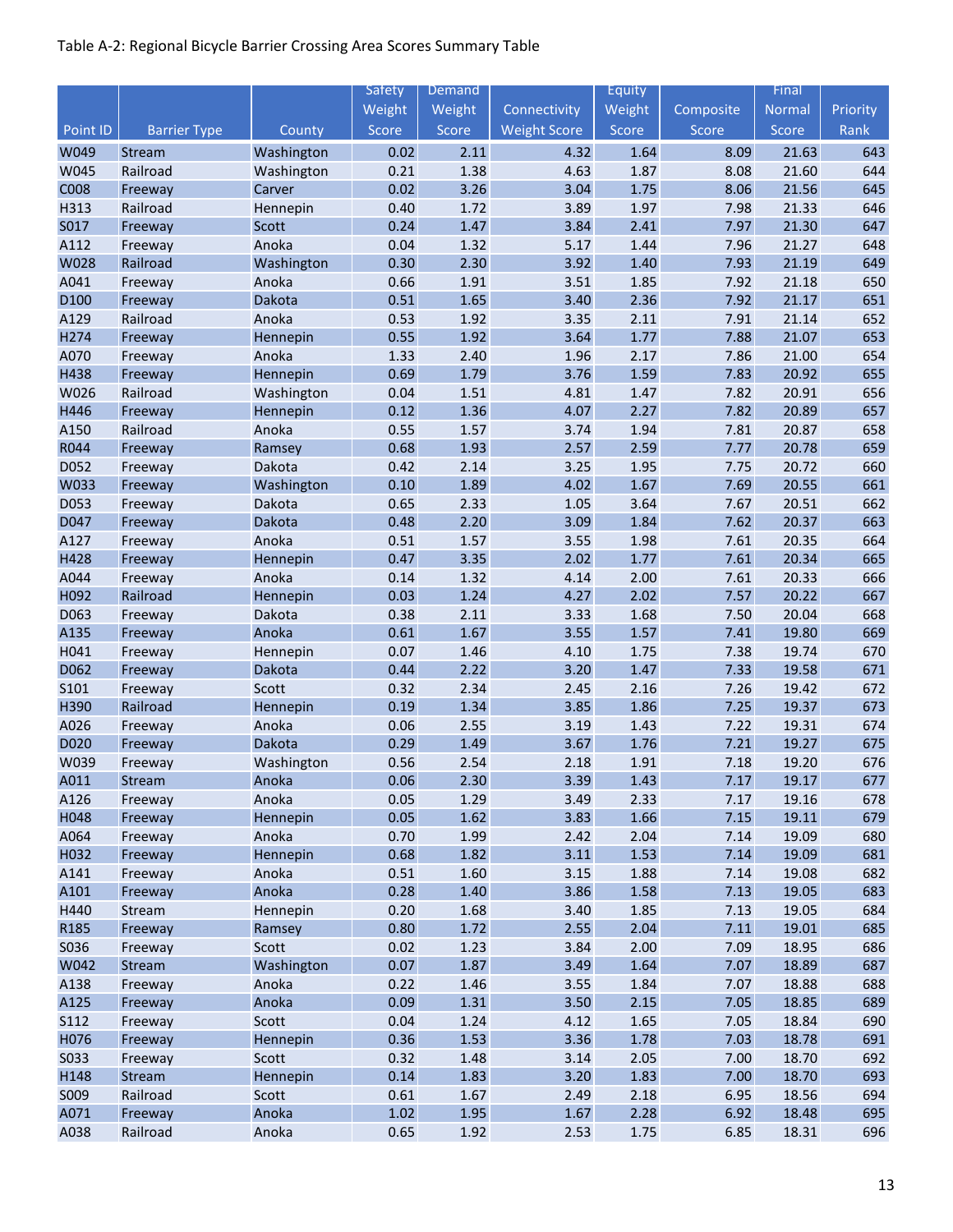Table A-2: Regional Bicycle Barrier Crossing Area Scores Summary Table

| Point ID | Barrier Type | County | Safety Weight Score | Demand Weight Score | Connectivity Weight Score | Equity Weight Score | Composite Score | Final Normal Score | Priority Rank |
|---|---|---|---|---|---|---|---|---|---|
| W049 | Stream | Washington | 0.02 | 2.11 | 4.32 | 1.64 | 8.09 | 21.63 | 643 |
| W045 | Railroad | Washington | 0.21 | 1.38 | 4.63 | 1.87 | 8.08 | 21.60 | 644 |
| C008 | Freeway | Carver | 0.02 | 3.26 | 3.04 | 1.75 | 8.06 | 21.56 | 645 |
| H313 | Railroad | Hennepin | 0.40 | 1.72 | 3.89 | 1.97 | 7.98 | 21.33 | 646 |
| S017 | Freeway | Scott | 0.24 | 1.47 | 3.84 | 2.41 | 7.97 | 21.30 | 647 |
| A112 | Freeway | Anoka | 0.04 | 1.32 | 5.17 | 1.44 | 7.96 | 21.27 | 648 |
| W028 | Railroad | Washington | 0.30 | 2.30 | 3.92 | 1.40 | 7.93 | 21.19 | 649 |
| A041 | Freeway | Anoka | 0.66 | 1.91 | 3.51 | 1.85 | 7.92 | 21.18 | 650 |
| D100 | Freeway | Dakota | 0.51 | 1.65 | 3.40 | 2.36 | 7.92 | 21.17 | 651 |
| A129 | Railroad | Anoka | 0.53 | 1.92 | 3.35 | 2.11 | 7.91 | 21.14 | 652 |
| H274 | Freeway | Hennepin | 0.55 | 1.92 | 3.64 | 1.77 | 7.88 | 21.07 | 653 |
| A070 | Freeway | Anoka | 1.33 | 2.40 | 1.96 | 2.17 | 7.86 | 21.00 | 654 |
| H438 | Freeway | Hennepin | 0.69 | 1.79 | 3.76 | 1.59 | 7.83 | 20.92 | 655 |
| W026 | Railroad | Washington | 0.04 | 1.51 | 4.81 | 1.47 | 7.82 | 20.91 | 656 |
| H446 | Freeway | Hennepin | 0.12 | 1.36 | 4.07 | 2.27 | 7.82 | 20.89 | 657 |
| A150 | Railroad | Anoka | 0.55 | 1.57 | 3.74 | 1.94 | 7.81 | 20.87 | 658 |
| R044 | Freeway | Ramsey | 0.68 | 1.93 | 2.57 | 2.59 | 7.77 | 20.78 | 659 |
| D052 | Freeway | Dakota | 0.42 | 2.14 | 3.25 | 1.95 | 7.75 | 20.72 | 660 |
| W033 | Freeway | Washington | 0.10 | 1.89 | 4.02 | 1.67 | 7.69 | 20.55 | 661 |
| D053 | Freeway | Dakota | 0.65 | 2.33 | 1.05 | 3.64 | 7.67 | 20.51 | 662 |
| D047 | Freeway | Dakota | 0.48 | 2.20 | 3.09 | 1.84 | 7.62 | 20.37 | 663 |
| A127 | Freeway | Anoka | 0.51 | 1.57 | 3.55 | 1.98 | 7.61 | 20.35 | 664 |
| H428 | Freeway | Hennepin | 0.47 | 3.35 | 2.02 | 1.77 | 7.61 | 20.34 | 665 |
| A044 | Freeway | Anoka | 0.14 | 1.32 | 4.14 | 2.00 | 7.61 | 20.33 | 666 |
| H092 | Railroad | Hennepin | 0.03 | 1.24 | 4.27 | 2.02 | 7.57 | 20.22 | 667 |
| D063 | Freeway | Dakota | 0.38 | 2.11 | 3.33 | 1.68 | 7.50 | 20.04 | 668 |
| A135 | Freeway | Anoka | 0.61 | 1.67 | 3.55 | 1.57 | 7.41 | 19.80 | 669 |
| H041 | Freeway | Hennepin | 0.07 | 1.46 | 4.10 | 1.75 | 7.38 | 19.74 | 670 |
| D062 | Freeway | Dakota | 0.44 | 2.22 | 3.20 | 1.47 | 7.33 | 19.58 | 671 |
| S101 | Freeway | Scott | 0.32 | 2.34 | 2.45 | 2.16 | 7.26 | 19.42 | 672 |
| H390 | Railroad | Hennepin | 0.19 | 1.34 | 3.85 | 1.86 | 7.25 | 19.37 | 673 |
| A026 | Freeway | Anoka | 0.06 | 2.55 | 3.19 | 1.43 | 7.22 | 19.31 | 674 |
| D020 | Freeway | Dakota | 0.29 | 1.49 | 3.67 | 1.76 | 7.21 | 19.27 | 675 |
| W039 | Freeway | Washington | 0.56 | 2.54 | 2.18 | 1.91 | 7.18 | 19.20 | 676 |
| A011 | Stream | Anoka | 0.06 | 2.30 | 3.39 | 1.43 | 7.17 | 19.17 | 677 |
| A126 | Freeway | Anoka | 0.05 | 1.29 | 3.49 | 2.33 | 7.17 | 19.16 | 678 |
| H048 | Freeway | Hennepin | 0.05 | 1.62 | 3.83 | 1.66 | 7.15 | 19.11 | 679 |
| A064 | Freeway | Anoka | 0.70 | 1.99 | 2.42 | 2.04 | 7.14 | 19.09 | 680 |
| H032 | Freeway | Hennepin | 0.68 | 1.82 | 3.11 | 1.53 | 7.14 | 19.09 | 681 |
| A141 | Freeway | Anoka | 0.51 | 1.60 | 3.15 | 1.88 | 7.14 | 19.08 | 682 |
| A101 | Freeway | Anoka | 0.28 | 1.40 | 3.86 | 1.58 | 7.13 | 19.05 | 683 |
| H440 | Stream | Hennepin | 0.20 | 1.68 | 3.40 | 1.85 | 7.13 | 19.05 | 684 |
| R185 | Freeway | Ramsey | 0.80 | 1.72 | 2.55 | 2.04 | 7.11 | 19.01 | 685 |
| S036 | Freeway | Scott | 0.02 | 1.23 | 3.84 | 2.00 | 7.09 | 18.95 | 686 |
| W042 | Stream | Washington | 0.07 | 1.87 | 3.49 | 1.64 | 7.07 | 18.89 | 687 |
| A138 | Freeway | Anoka | 0.22 | 1.46 | 3.55 | 1.84 | 7.07 | 18.88 | 688 |
| A125 | Freeway | Anoka | 0.09 | 1.31 | 3.50 | 2.15 | 7.05 | 18.85 | 689 |
| S112 | Freeway | Scott | 0.04 | 1.24 | 4.12 | 1.65 | 7.05 | 18.84 | 690 |
| H076 | Freeway | Hennepin | 0.36 | 1.53 | 3.36 | 1.78 | 7.03 | 18.78 | 691 |
| S033 | Freeway | Scott | 0.32 | 1.48 | 3.14 | 2.05 | 7.00 | 18.70 | 692 |
| H148 | Stream | Hennepin | 0.14 | 1.83 | 3.20 | 1.83 | 7.00 | 18.70 | 693 |
| S009 | Railroad | Scott | 0.61 | 1.67 | 2.49 | 2.18 | 6.95 | 18.56 | 694 |
| A071 | Freeway | Anoka | 1.02 | 1.95 | 1.67 | 2.28 | 6.92 | 18.48 | 695 |
| A038 | Railroad | Anoka | 0.65 | 1.92 | 2.53 | 1.75 | 6.85 | 18.31 | 696 |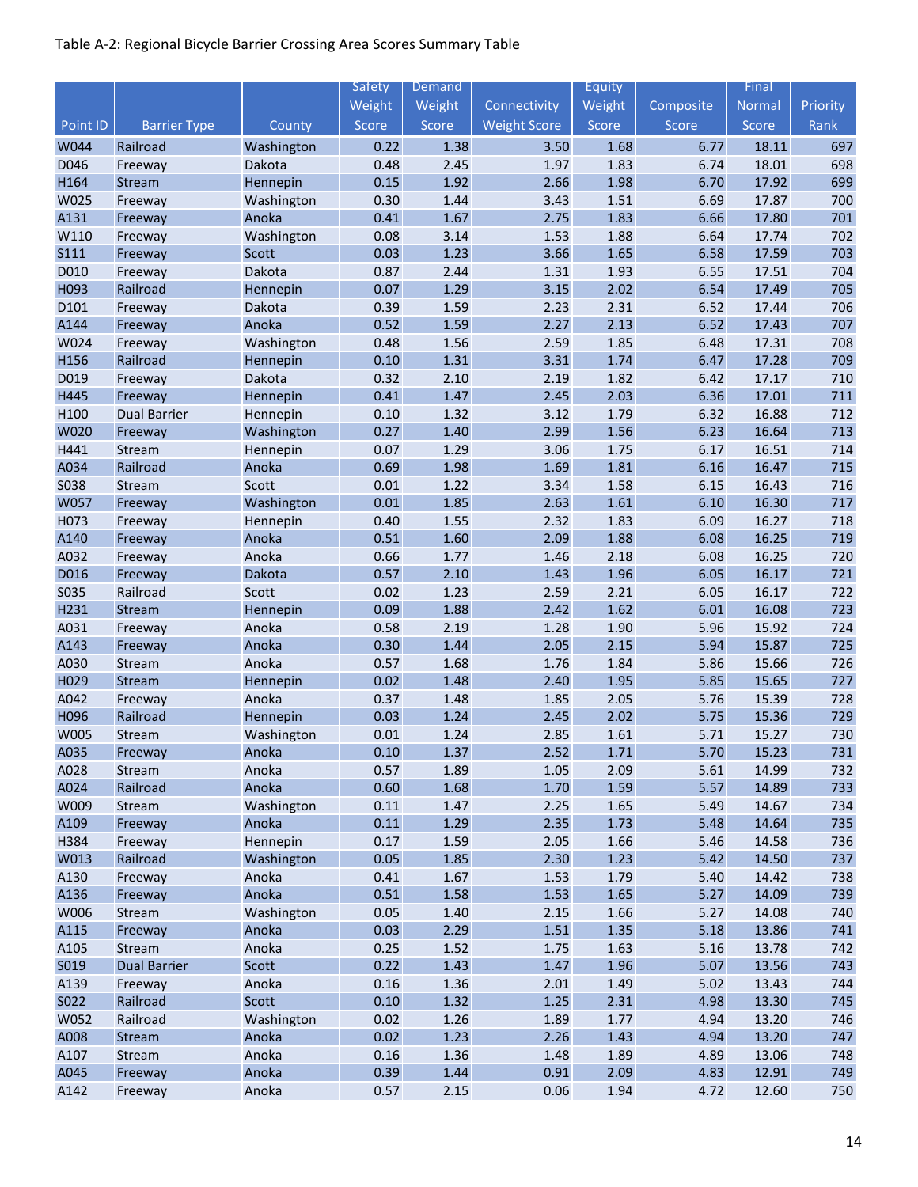Table A-2: Regional Bicycle Barrier Crossing Area Scores Summary Table

| Point ID | Barrier Type | County | Safety Weight Score | Demand Weight Score | Connectivity Weight Score | Equity Weight Score | Composite Score | Final Normal Score | Priority Rank |
|---|---|---|---|---|---|---|---|---|---|
| W044 | Railroad | Washington | 0.22 | 1.38 | 3.50 | 1.68 | 6.77 | 18.11 | 697 |
| D046 | Freeway | Dakota | 0.48 | 2.45 | 1.97 | 1.83 | 6.74 | 18.01 | 698 |
| H164 | Stream | Hennepin | 0.15 | 1.92 | 2.66 | 1.98 | 6.70 | 17.92 | 699 |
| W025 | Freeway | Washington | 0.30 | 1.44 | 3.43 | 1.51 | 6.69 | 17.87 | 700 |
| A131 | Freeway | Anoka | 0.41 | 1.67 | 2.75 | 1.83 | 6.66 | 17.80 | 701 |
| W110 | Freeway | Washington | 0.08 | 3.14 | 1.53 | 1.88 | 6.64 | 17.74 | 702 |
| S111 | Freeway | Scott | 0.03 | 1.23 | 3.66 | 1.65 | 6.58 | 17.59 | 703 |
| D010 | Freeway | Dakota | 0.87 | 2.44 | 1.31 | 1.93 | 6.55 | 17.51 | 704 |
| H093 | Railroad | Hennepin | 0.07 | 1.29 | 3.15 | 2.02 | 6.54 | 17.49 | 705 |
| D101 | Freeway | Dakota | 0.39 | 1.59 | 2.23 | 2.31 | 6.52 | 17.44 | 706 |
| A144 | Freeway | Anoka | 0.52 | 1.59 | 2.27 | 2.13 | 6.52 | 17.43 | 707 |
| W024 | Freeway | Washington | 0.48 | 1.56 | 2.59 | 1.85 | 6.48 | 17.31 | 708 |
| H156 | Railroad | Hennepin | 0.10 | 1.31 | 3.31 | 1.74 | 6.47 | 17.28 | 709 |
| D019 | Freeway | Dakota | 0.32 | 2.10 | 2.19 | 1.82 | 6.42 | 17.17 | 710 |
| H445 | Freeway | Hennepin | 0.41 | 1.47 | 2.45 | 2.03 | 6.36 | 17.01 | 711 |
| H100 | Dual Barrier | Hennepin | 0.10 | 1.32 | 3.12 | 1.79 | 6.32 | 16.88 | 712 |
| W020 | Freeway | Washington | 0.27 | 1.40 | 2.99 | 1.56 | 6.23 | 16.64 | 713 |
| H441 | Stream | Hennepin | 0.07 | 1.29 | 3.06 | 1.75 | 6.17 | 16.51 | 714 |
| A034 | Railroad | Anoka | 0.69 | 1.98 | 1.69 | 1.81 | 6.16 | 16.47 | 715 |
| S038 | Stream | Scott | 0.01 | 1.22 | 3.34 | 1.58 | 6.15 | 16.43 | 716 |
| W057 | Freeway | Washington | 0.01 | 1.85 | 2.63 | 1.61 | 6.10 | 16.30 | 717 |
| H073 | Freeway | Hennepin | 0.40 | 1.55 | 2.32 | 1.83 | 6.09 | 16.27 | 718 |
| A140 | Freeway | Anoka | 0.51 | 1.60 | 2.09 | 1.88 | 6.08 | 16.25 | 719 |
| A032 | Freeway | Anoka | 0.66 | 1.77 | 1.46 | 2.18 | 6.08 | 16.25 | 720 |
| D016 | Freeway | Dakota | 0.57 | 2.10 | 1.43 | 1.96 | 6.05 | 16.17 | 721 |
| S035 | Railroad | Scott | 0.02 | 1.23 | 2.59 | 2.21 | 6.05 | 16.17 | 722 |
| H231 | Stream | Hennepin | 0.09 | 1.88 | 2.42 | 1.62 | 6.01 | 16.08 | 723 |
| A031 | Freeway | Anoka | 0.58 | 2.19 | 1.28 | 1.90 | 5.96 | 15.92 | 724 |
| A143 | Freeway | Anoka | 0.30 | 1.44 | 2.05 | 2.15 | 5.94 | 15.87 | 725 |
| A030 | Stream | Anoka | 0.57 | 1.68 | 1.76 | 1.84 | 5.86 | 15.66 | 726 |
| H029 | Stream | Hennepin | 0.02 | 1.48 | 2.40 | 1.95 | 5.85 | 15.65 | 727 |
| A042 | Freeway | Anoka | 0.37 | 1.48 | 1.85 | 2.05 | 5.76 | 15.39 | 728 |
| H096 | Railroad | Hennepin | 0.03 | 1.24 | 2.45 | 2.02 | 5.75 | 15.36 | 729 |
| W005 | Stream | Washington | 0.01 | 1.24 | 2.85 | 1.61 | 5.71 | 15.27 | 730 |
| A035 | Freeway | Anoka | 0.10 | 1.37 | 2.52 | 1.71 | 5.70 | 15.23 | 731 |
| A028 | Stream | Anoka | 0.57 | 1.89 | 1.05 | 2.09 | 5.61 | 14.99 | 732 |
| A024 | Railroad | Anoka | 0.60 | 1.68 | 1.70 | 1.59 | 5.57 | 14.89 | 733 |
| W009 | Stream | Washington | 0.11 | 1.47 | 2.25 | 1.65 | 5.49 | 14.67 | 734 |
| A109 | Freeway | Anoka | 0.11 | 1.29 | 2.35 | 1.73 | 5.48 | 14.64 | 735 |
| H384 | Freeway | Hennepin | 0.17 | 1.59 | 2.05 | 1.66 | 5.46 | 14.58 | 736 |
| W013 | Railroad | Washington | 0.05 | 1.85 | 2.30 | 1.23 | 5.42 | 14.50 | 737 |
| A130 | Freeway | Anoka | 0.41 | 1.67 | 1.53 | 1.79 | 5.40 | 14.42 | 738 |
| A136 | Freeway | Anoka | 0.51 | 1.58 | 1.53 | 1.65 | 5.27 | 14.09 | 739 |
| W006 | Stream | Washington | 0.05 | 1.40 | 2.15 | 1.66 | 5.27 | 14.08 | 740 |
| A115 | Freeway | Anoka | 0.03 | 2.29 | 1.51 | 1.35 | 5.18 | 13.86 | 741 |
| A105 | Stream | Anoka | 0.25 | 1.52 | 1.75 | 1.63 | 5.16 | 13.78 | 742 |
| S019 | Dual Barrier | Scott | 0.22 | 1.43 | 1.47 | 1.96 | 5.07 | 13.56 | 743 |
| A139 | Freeway | Anoka | 0.16 | 1.36 | 2.01 | 1.49 | 5.02 | 13.43 | 744 |
| S022 | Railroad | Scott | 0.10 | 1.32 | 1.25 | 2.31 | 4.98 | 13.30 | 745 |
| W052 | Railroad | Washington | 0.02 | 1.26 | 1.89 | 1.77 | 4.94 | 13.20 | 746 |
| A008 | Stream | Anoka | 0.02 | 1.23 | 2.26 | 1.43 | 4.94 | 13.20 | 747 |
| A107 | Stream | Anoka | 0.16 | 1.36 | 1.48 | 1.89 | 4.89 | 13.06 | 748 |
| A045 | Freeway | Anoka | 0.39 | 1.44 | 0.91 | 2.09 | 4.83 | 12.91 | 749 |
| A142 | Freeway | Anoka | 0.57 | 2.15 | 0.06 | 1.94 | 4.72 | 12.60 | 750 |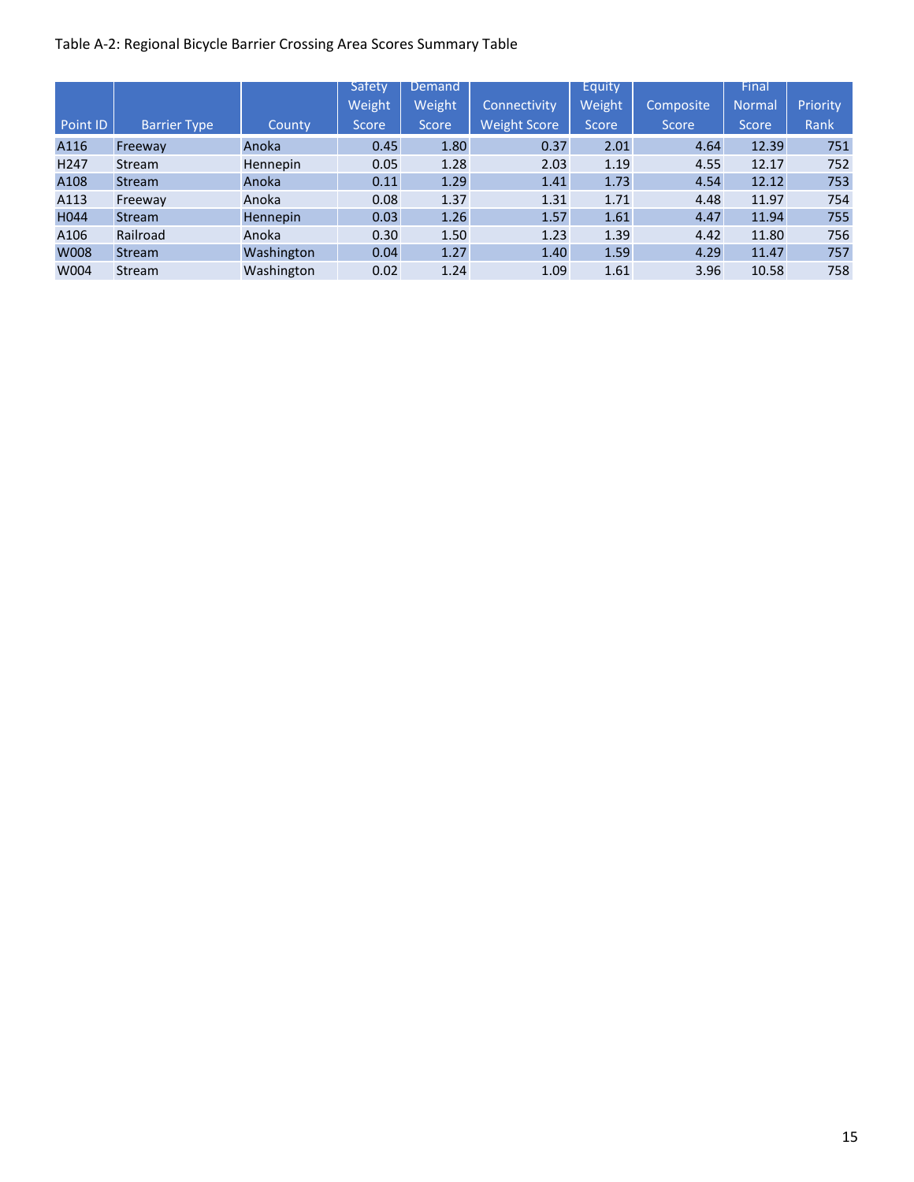Table A-2: Regional Bicycle Barrier Crossing Area Scores Summary Table

| Point ID | Barrier Type | County | Safety Weight Score | Demand Weight Score | Connectivity Weight Score | Equity Weight Score | Composite Score | Final Normal Score | Priority Rank |
|---|---|---|---|---|---|---|---|---|---|
| A116 | Freeway | Anoka | 0.45 | 1.80 | 0.37 | 2.01 | 4.64 | 12.39 | 751 |
| H247 | Stream | Hennepin | 0.05 | 1.28 | 2.03 | 1.19 | 4.55 | 12.17 | 752 |
| A108 | Stream | Anoka | 0.11 | 1.29 | 1.41 | 1.73 | 4.54 | 12.12 | 753 |
| A113 | Freeway | Anoka | 0.08 | 1.37 | 1.31 | 1.71 | 4.48 | 11.97 | 754 |
| H044 | Stream | Hennepin | 0.03 | 1.26 | 1.57 | 1.61 | 4.47 | 11.94 | 755 |
| A106 | Railroad | Anoka | 0.30 | 1.50 | 1.23 | 1.39 | 4.42 | 11.80 | 756 |
| W008 | Stream | Washington | 0.04 | 1.27 | 1.40 | 1.59 | 4.29 | 11.47 | 757 |
| W004 | Stream | Washington | 0.02 | 1.24 | 1.09 | 1.61 | 3.96 | 10.58 | 758 |